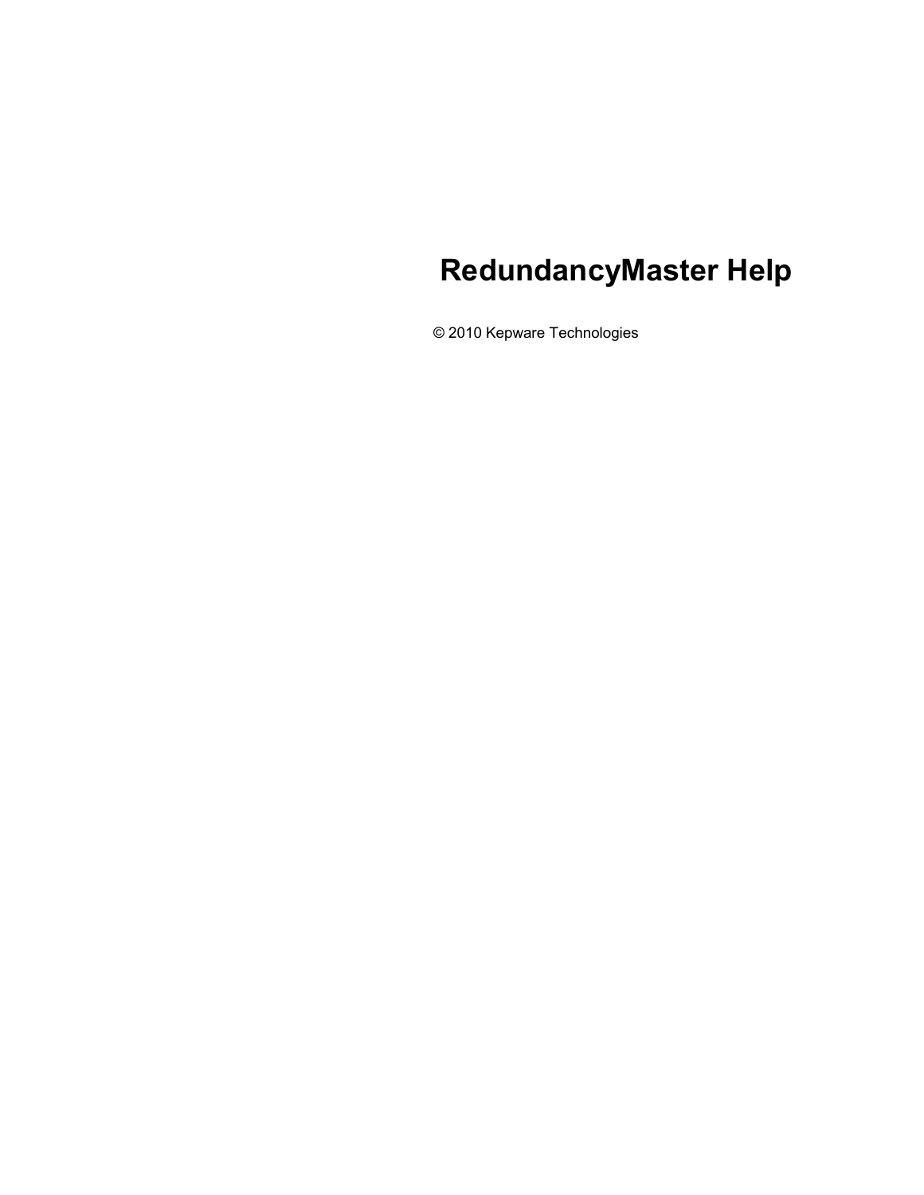# RedundancyMaster Help

© 2010 Kepware Technologies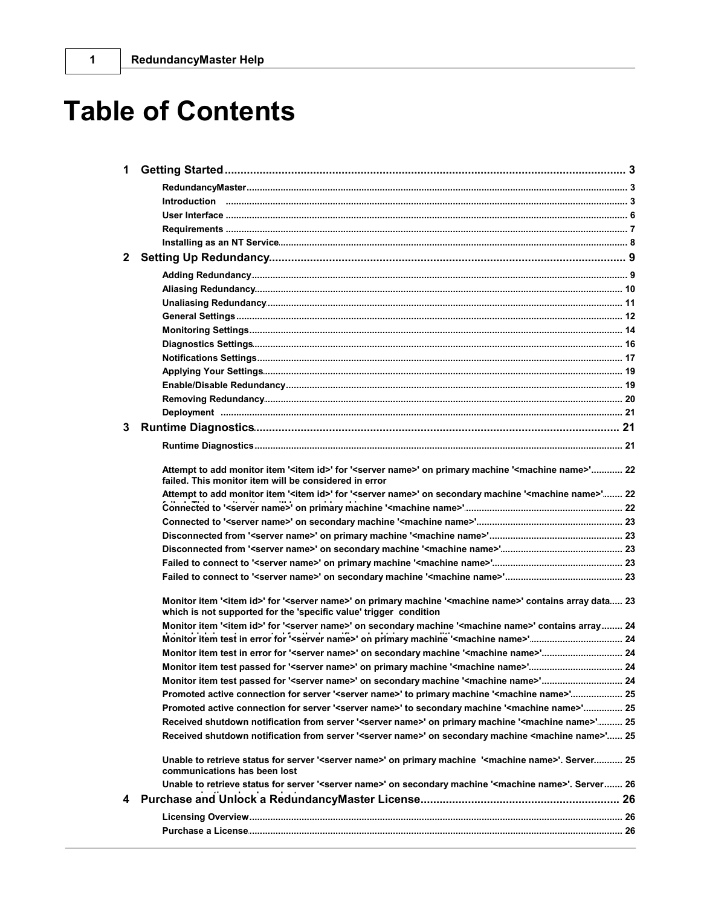# Table of Contents

**1 Getting Started** ... 3

- RedundancyMaster ... 3
- Introduction ... 3
- User Interface ... 6
- Requirements ... 7
- Installing as an NT Service ... 8

**2 Setting Up Redundancy** ... 9

- Adding Redundancy ... 9
- Aliasing Redundancy ... 10
- Unaliasing Redundancy ... 11
- General Settings ... 12
- Monitoring Settings ... 14
- Diagnostics Settings ... 16
- Notifications Settings ... 17
- Applying Your Settings ... 19
- Enable/Disable Redundancy ... 19
- Removing Redundancy ... 20
- Deployment ... 21

**3 Runtime Diagnostics** ... 21

- Runtime Diagnostics ... 21
- Attempt to add monitor item '<item id>' for '<server name>' on primary machine '<machine name>' failed. This monitor item will be considered in error ... 22
- Attempt to add monitor item '<item id>' for '<server name>' on secondary machine '<machine name>' failed. This monitor item will be considered in error ... 22
- Connected to '<server name>' on primary machine '<machine name>' ... 22
- Connected to '<server name>' on secondary machine '<machine name>' ... 23
- Disconnected from '<server name>' on primary machine '<machine name>' ... 23
- Disconnected from '<server name>' on secondary machine '<machine name>' ... 23
- Failed to connect to '<server name>' on primary machine '<machine name>' ... 23
- Failed to connect to '<server name>' on secondary machine '<machine name>' ... 23
- Monitor item '<item id>' for '<server name>' on primary machine '<machine name>' contains array data which is not supported for the 'specific value' trigger condition ... 23
- Monitor item '<item id>' for '<server name>' on secondary machine '<machine name>' contains array data which is not supported for the 'specific value' trigger condition ... 24
- Monitor item test in error for '<server name>' on primary machine '<machine name>' ... 24
- Monitor item test in error for '<server name>' on secondary machine '<machine name>' ... 24
- Monitor item test passed for '<server name>' on primary machine '<machine name>' ... 24
- Monitor item test passed for '<server name>' on secondary machine '<machine name>' ... 24
- Promoted active connection for server '<server name>' to primary machine '<machine name>' ... 25
- Promoted active connection for server '<server name>' to secondary machine '<machine name>' ... 25
- Received shutdown notification from server '<server name>' on primary machine '<machine name>' ... 25
- Received shutdown notification from server '<server name>' on secondary machine <machine name>' ... 25
- Unable to retrieve status for server '<server name>' on primary machine '<machine name>'. Server communications has been lost ... 25
- Unable to retrieve status for server '<server name>' on secondary machine '<machine name>'. Server communications has been lost ... 26

**4 Purchase and Unlock a RedundancyMaster License** ... 26

- Licensing Overview ... 26
- Purchase a License ... 26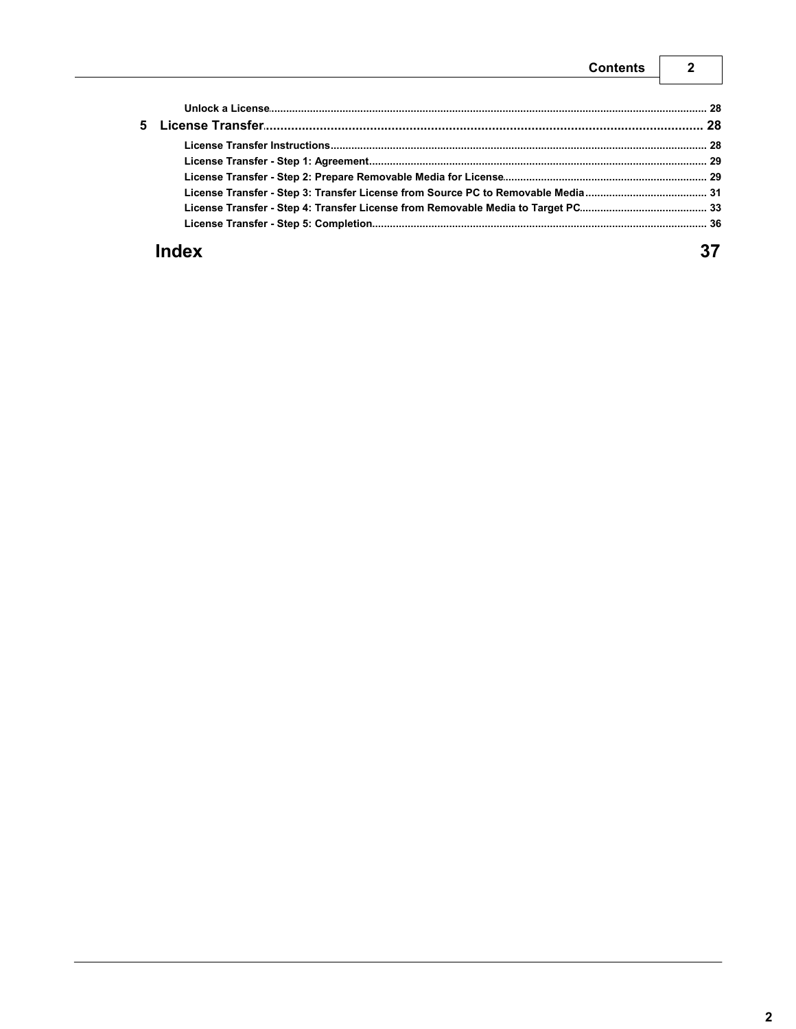Unlock a License ........................................................................................................ 28

**5 License Transfer** ........................................................................................................ 28

License Transfer Instructions ........................................................................................................ 28

License Transfer - Step 1: Agreement ........................................................................................................ 29

License Transfer - Step 2: Prepare Removable Media for License ........................................................................................................ 29

License Transfer - Step 3: Transfer License from Source PC to Removable Media ........................................................................................................ 31

License Transfer - Step 4: Transfer License from Removable Media to Target PC ........................................................................................................ 33

License Transfer - Step 5: Completion ........................................................................................................ 36

**Index** 37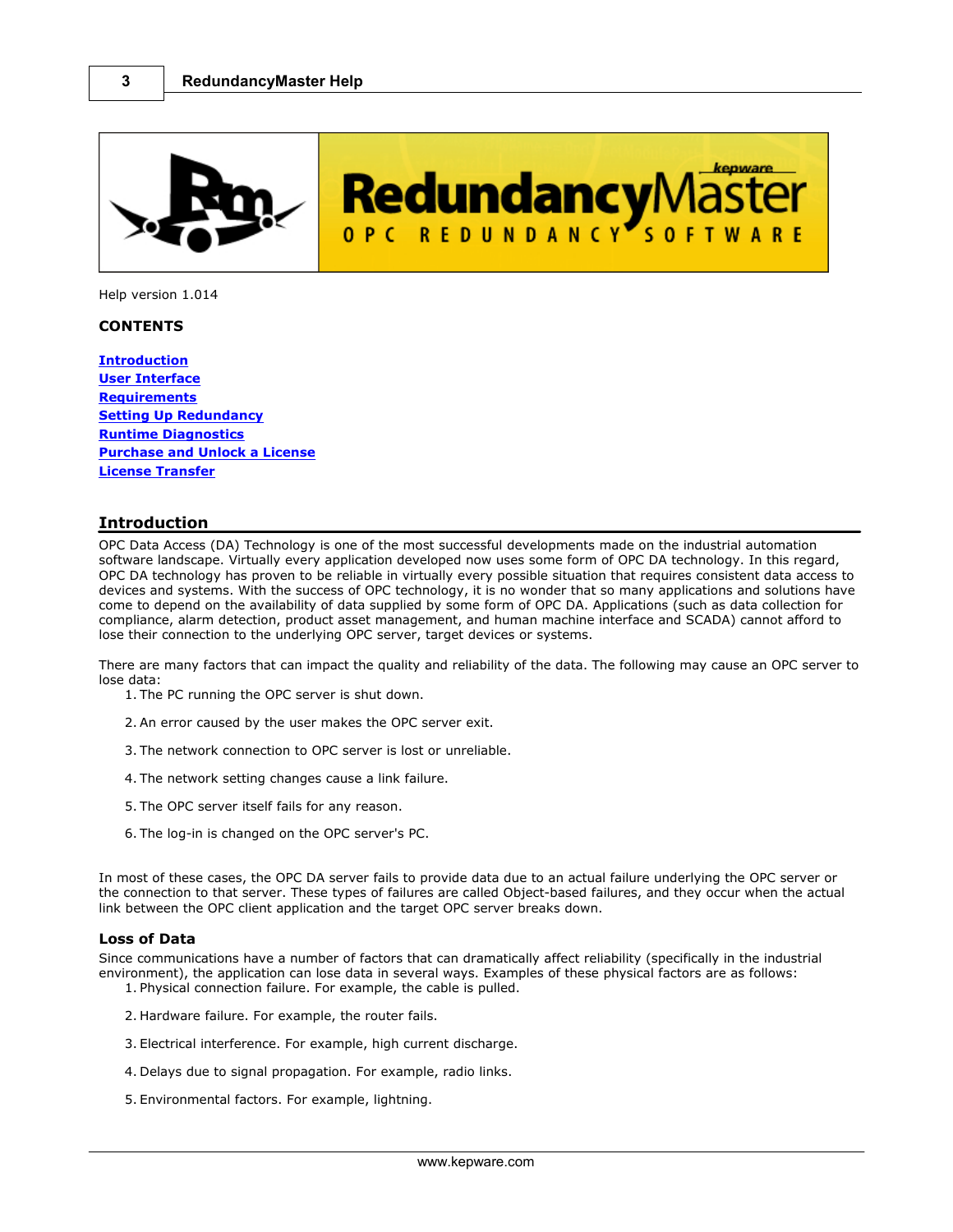Help version 1.014

**CONTENTS**

**Introduction**
**User Interface**
**Requirements**
**Setting Up Redundancy**
**Runtime Diagnostics**
**Purchase and Unlock a License**
**License Transfer**

## Introduction

OPC Data Access (DA) Technology is one of the most successful developments made on the industrial automation software landscape. Virtually every application developed now uses some form of OPC DA technology. In this regard, OPC DA technology has proven to be reliable in virtually every possible situation that requires consistent data access to devices and systems. With the success of OPC technology, it is no wonder that so many applications and solutions have come to depend on the availability of data supplied by some form of OPC DA. Applications (such as data collection for compliance, alarm detection, product asset management, and human machine interface and SCADA) cannot afford to lose their connection to the underlying OPC server, target devices or systems.

There are many factors that can impact the quality and reliability of the data. The following may cause an OPC server to lose data:

1. The PC running the OPC server is shut down.
2. An error caused by the user makes the OPC server exit.
3. The network connection to OPC server is lost or unreliable.
4. The network setting changes cause a link failure.
5. The OPC server itself fails for any reason.
6. The log-in is changed on the OPC server's PC.

In most of these cases, the OPC DA server fails to provide data due to an actual failure underlying the OPC server or the connection to that server. These types of failures are called Object-based failures, and they occur when the actual link between the OPC client application and the target OPC server breaks down.

### Loss of Data

Since communications have a number of factors that can dramatically affect reliability (specifically in the industrial environment), the application can lose data in several ways. Examples of these physical factors are as follows:

1. Physical connection failure. For example, the cable is pulled.
2. Hardware failure. For example, the router fails.
3. Electrical interference. For example, high current discharge.
4. Delays due to signal propagation. For example, radio links.
5. Environmental factors. For example, lightning.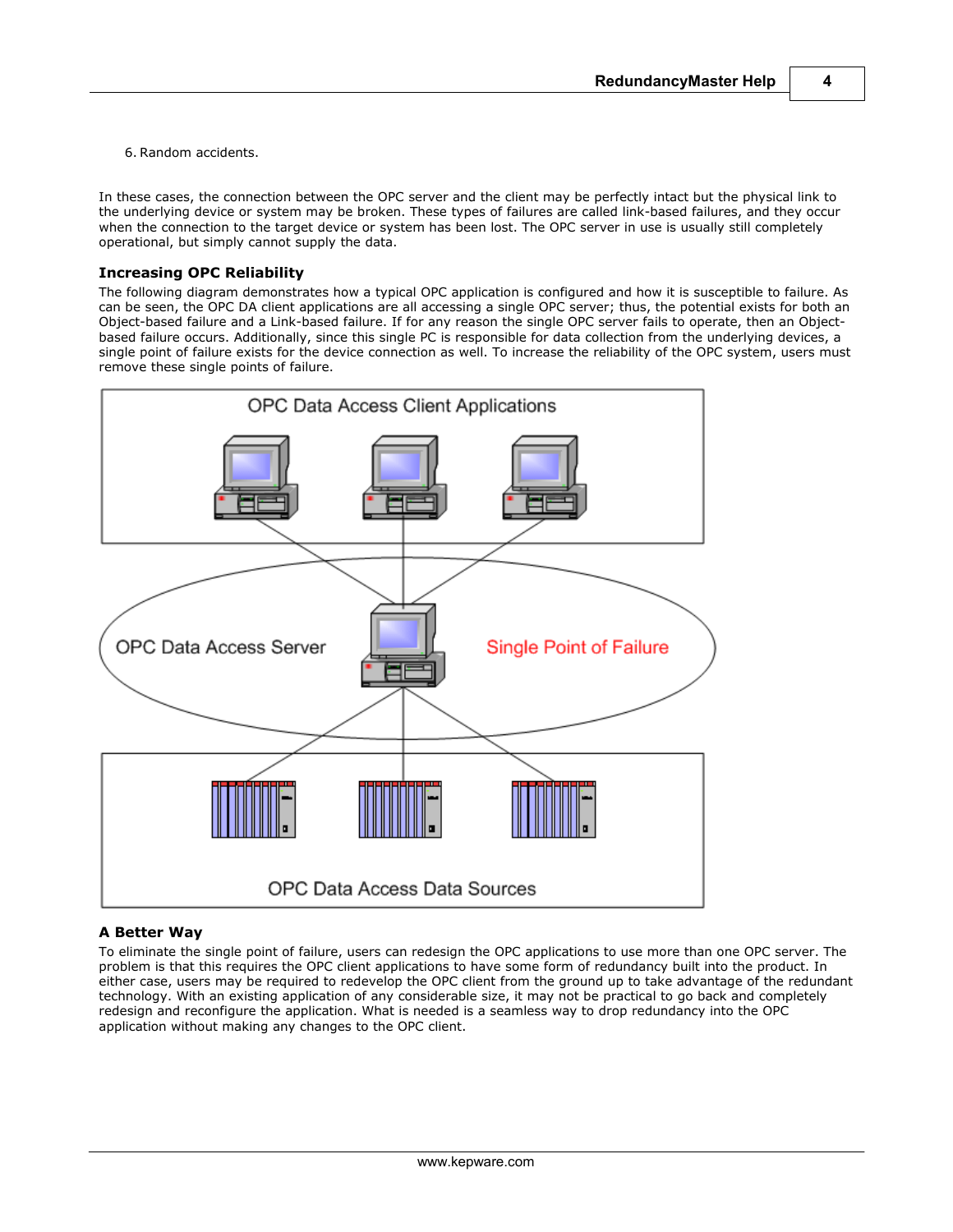6. Random accidents.

In these cases, the connection between the OPC server and the client may be perfectly intact but the physical link to the underlying device or system may be broken. These types of failures are called link-based failures, and they occur when the connection to the target device or system has been lost. The OPC server in use is usually still completely operational, but simply cannot supply the data.

### Increasing OPC Reliability

The following diagram demonstrates how a typical OPC application is configured and how it is susceptible to failure. As can be seen, the OPC DA client applications are all accessing a single OPC server; thus, the potential exists for both an Object-based failure and a Link-based failure. If for any reason the single OPC server fails to operate, then an Object-based failure occurs. Additionally, since this single PC is responsible for data collection from the underlying devices, a single point of failure exists for the device connection as well. To increase the reliability of the OPC system, users must remove these single points of failure.

OPC Data Access Client Applications

OPC Data Access Server

Single Point of Failure

OPC Data Access Data Sources

### A Better Way

To eliminate the single point of failure, users can redesign the OPC applications to use more than one OPC server. The problem is that this requires the OPC client applications to have some form of redundancy built into the product. In either case, users may be required to redevelop the OPC client from the ground up to take advantage of the redundant technology. With an existing application of any considerable size, it may not be practical to go back and completely redesign and reconfigure the application. What is needed is a seamless way to drop redundancy into the OPC application without making any changes to the OPC client.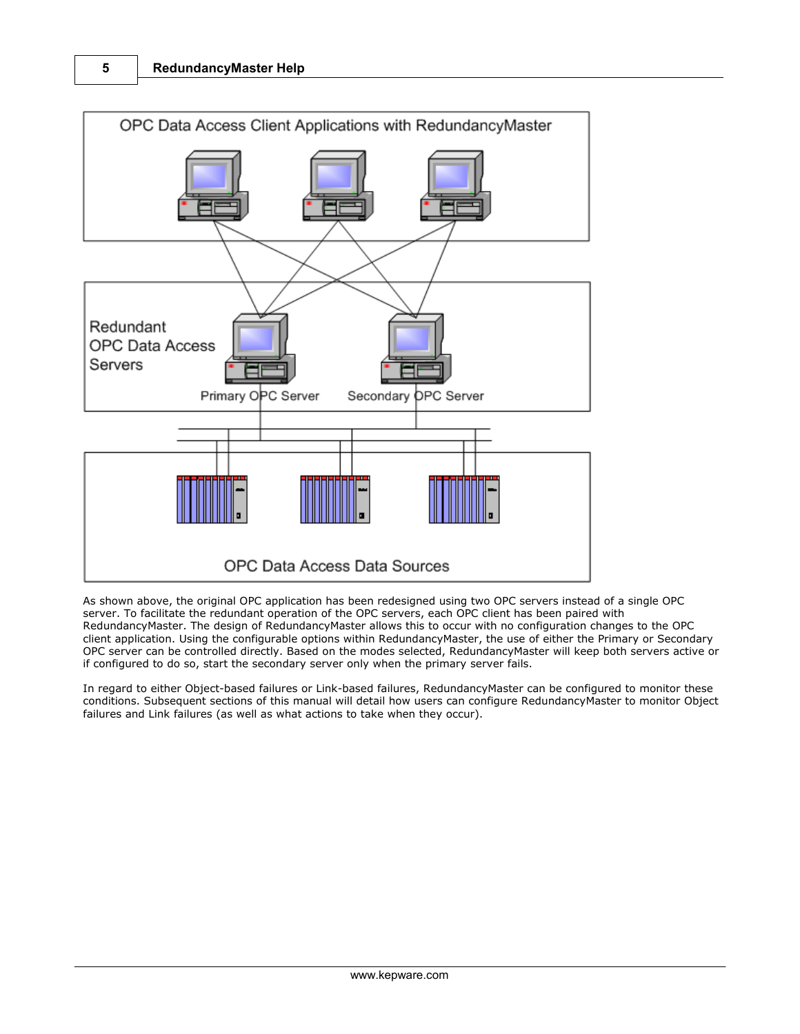As shown above, the original OPC application has been redesigned using two OPC servers instead of a single OPC server. To facilitate the redundant operation of the OPC servers, each OPC client has been paired with RedundancyMaster. The design of RedundancyMaster allows this to occur with no configuration changes to the OPC client application. Using the configurable options within RedundancyMaster, the use of either the Primary or Secondary OPC server can be controlled directly. Based on the modes selected, RedundancyMaster will keep both servers active or if configured to do so, start the secondary server only when the primary server fails.

In regard to either Object-based failures or Link-based failures, RedundancyMaster can be configured to monitor these conditions. Subsequent sections of this manual will detail how users can configure RedundancyMaster to monitor Object failures and Link failures (as well as what actions to take when they occur).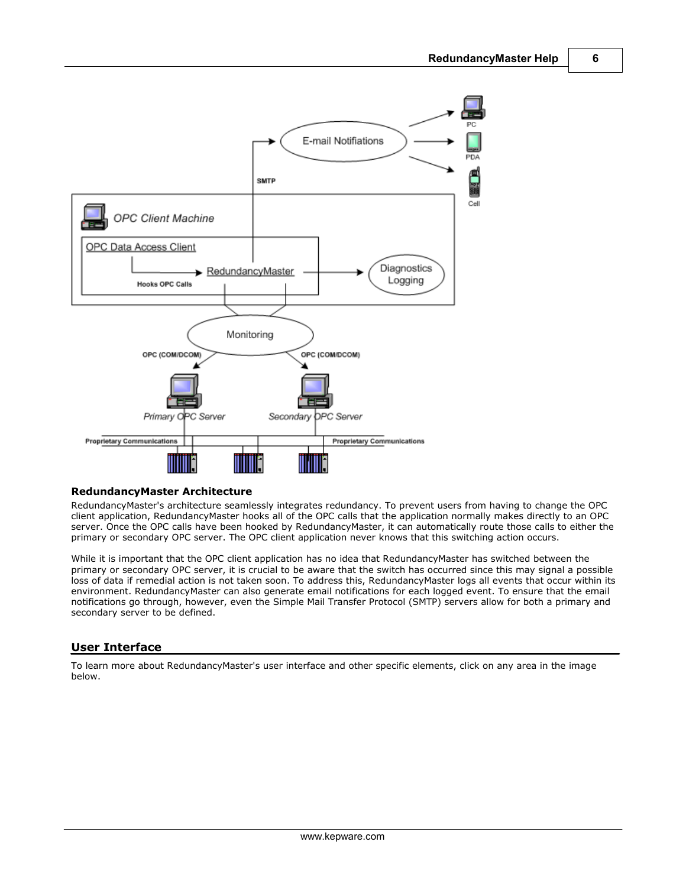**RedundancyMaster Architecture**

RedundancyMaster's architecture seamlessly integrates redundancy. To prevent users from having to change the OPC client application, RedundancyMaster hooks all of the OPC calls that the application normally makes directly to an OPC server. Once the OPC calls have been hooked by RedundancyMaster, it can automatically route those calls to either the primary or secondary OPC server. The OPC client application never knows that this switching action occurs.

While it is important that the OPC client application has no idea that RedundancyMaster has switched between the primary or secondary OPC server, it is crucial to be aware that the switch has occurred since this may signal a possible loss of data if remedial action is not taken soon. To address this, RedundancyMaster logs all events that occur within its environment. RedundancyMaster can also generate email notifications for each logged event. To ensure that the email notifications go through, however, even the Simple Mail Transfer Protocol (SMTP) servers allow for both a primary and secondary server to be defined.

## User Interface

To learn more about RedundancyMaster's user interface and other specific elements, click on any area in the image below.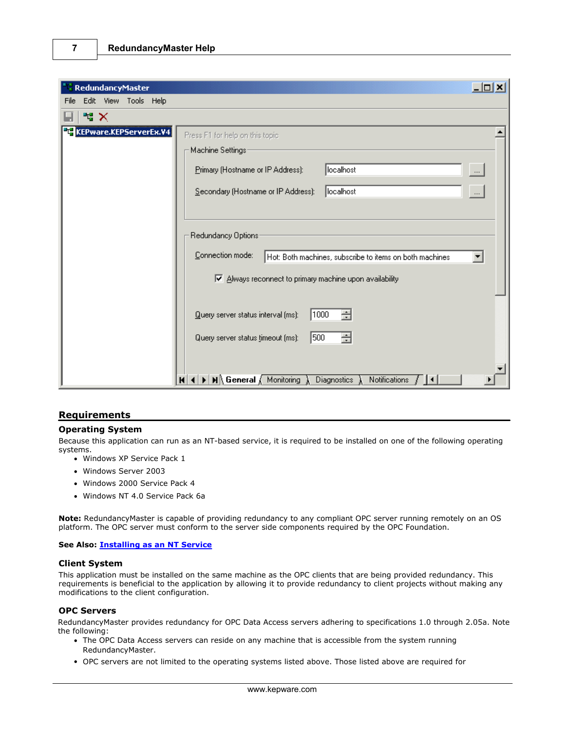## Requirements

### Operating System

Because this application can run as an NT-based service, it is required to be installed on one of the following operating systems.

- Windows XP Service Pack 1
- Windows Server 2003
- Windows 2000 Service Pack 4
- Windows NT 4.0 Service Pack 6a

**Note:** RedundancyMaster is capable of providing redundancy to any compliant OPC server running remotely on an OS platform. The OPC server must conform to the server side components required by the OPC Foundation.

**See Also: Installing as an NT Service**

### Client System

This application must be installed on the same machine as the OPC clients that are being provided redundancy. This requirements is beneficial to the application by allowing it to provide redundancy to client projects without making any modifications to the client configuration.

### OPC Servers

RedundancyMaster provides redundancy for OPC Data Access servers adhering to specifications 1.0 through 2.05a. Note the following:

- The OPC Data Access servers can reside on any machine that is accessible from the system running RedundancyMaster.
- OPC servers are not limited to the operating systems listed above. Those listed above are required for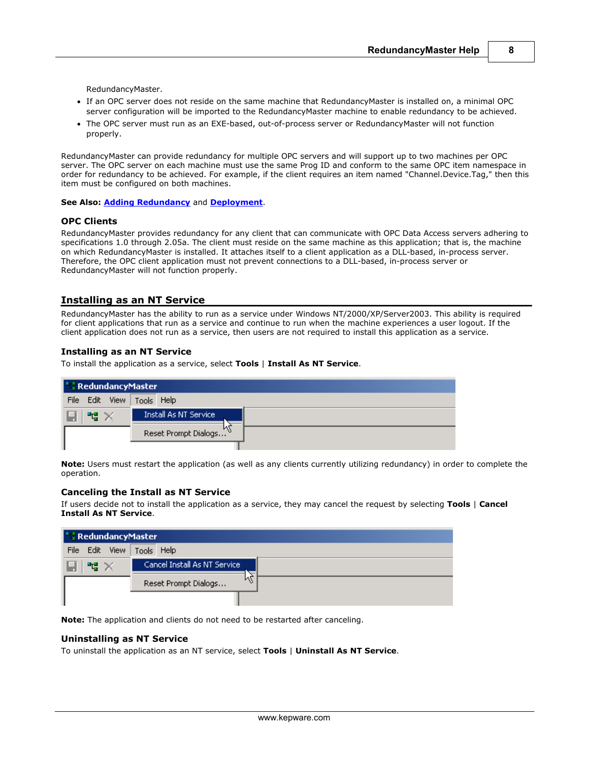RedundancyMaster.

- If an OPC server does not reside on the same machine that RedundancyMaster is installed on, a minimal OPC server configuration will be imported to the RedundancyMaster machine to enable redundancy to be achieved.
- The OPC server must run as an EXE-based, out-of-process server or RedundancyMaster will not function properly.

RedundancyMaster can provide redundancy for multiple OPC servers and will support up to two machines per OPC server. The OPC server on each machine must use the same Prog ID and conform to the same OPC item namespace in order for redundancy to be achieved. For example, if the client requires an item named "Channel.Device.Tag," then this item must be configured on both machines.

**See Also:** Adding Redundancy and Deployment.

### OPC Clients

RedundancyMaster provides redundancy for any client that can communicate with OPC Data Access servers adhering to specifications 1.0 through 2.05a. The client must reside on the same machine as this application; that is, the machine on which RedundancyMaster is installed. It attaches itself to a client application as a DLL-based, in-process server. Therefore, the OPC client application must not prevent connections to a DLL-based, in-process server or RedundancyMaster will not function properly.

## Installing as an NT Service

RedundancyMaster has the ability to run as a service under Windows NT/2000/XP/Server2003. This ability is required for client applications that run as a service and continue to run when the machine experiences a user logout. If the client application does not run as a service, then users are not required to install this application as a service.

### Installing as an NT Service

To install the application as a service, select **Tools** | **Install As NT Service**.

**Note:** Users must restart the application (as well as any clients currently utilizing redundancy) in order to complete the operation.

### Canceling the Install as NT Service

If users decide not to install the application as a service, they may cancel the request by selecting **Tools** | **Cancel Install As NT Service**.

**Note:** The application and clients do not need to be restarted after canceling.

### Uninstalling as NT Service

To uninstall the application as an NT service, select **Tools** | **Uninstall As NT Service**.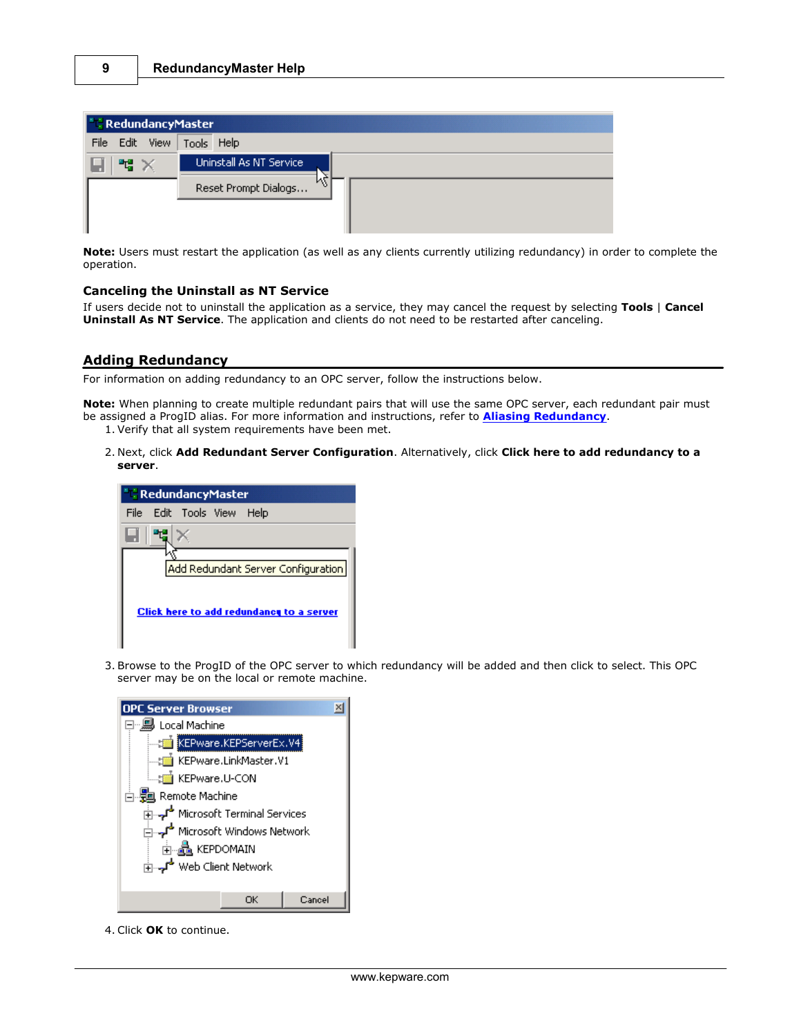**Note:** Users must restart the application (as well as any clients currently utilizing redundancy) in order to complete the operation.

### Canceling the Uninstall as NT Service

If users decide not to uninstall the application as a service, they may cancel the request by selecting **Tools** | **Cancel Uninstall As NT Service**. The application and clients do not need to be restarted after canceling.

## Adding Redundancy

For information on adding redundancy to an OPC server, follow the instructions below.

**Note:** When planning to create multiple redundant pairs that will use the same OPC server, each redundant pair must be assigned a ProgID alias. For more information and instructions, refer to **Aliasing Redundancy**.

1. Verify that all system requirements have been met.
2. Next, click **Add Redundant Server Configuration**. Alternatively, click **Click here to add redundancy to a server**.
3. Browse to the ProgID of the OPC server to which redundancy will be added and then click to select. This OPC server may be on the local or remote machine.
4. Click **OK** to continue.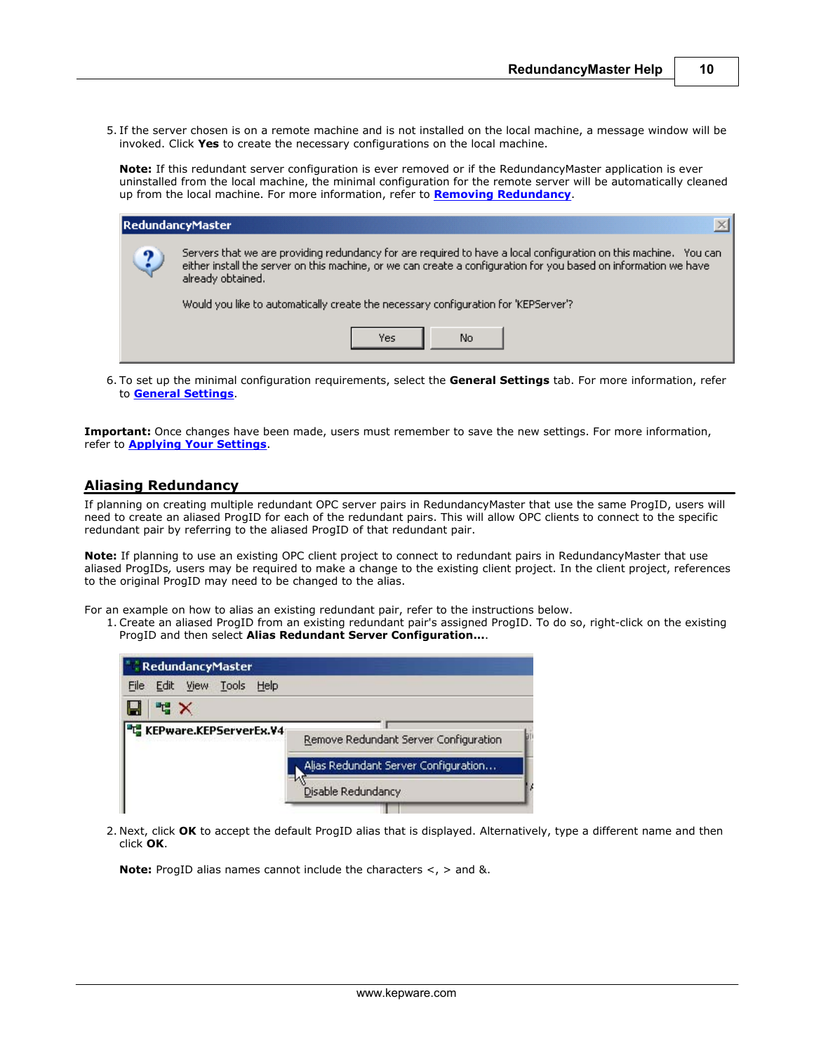5. If the server chosen is on a remote machine and is not installed on the local machine, a message window will be invoked. Click **Yes** to create the necessary configurations on the local machine.

   **Note:** If this redundant server configuration is ever removed or if the RedundancyMaster application is ever uninstalled from the local machine, the minimal configuration for the remote server will be automatically cleaned up from the local machine. For more information, refer to **Removing Redundancy**.

6. To set up the minimal configuration requirements, select the **General Settings** tab. For more information, refer to **General Settings**.

**Important:** Once changes have been made, users must remember to save the new settings. For more information, refer to **Applying Your Settings**.

## Aliasing Redundancy

If planning on creating multiple redundant OPC server pairs in RedundancyMaster that use the same ProgID, users will need to create an aliased ProgID for each of the redundant pairs. This will allow OPC clients to connect to the specific redundant pair by referring to the aliased ProgID of that redundant pair.

**Note:** If planning to use an existing OPC client project to connect to redundant pairs in RedundancyMaster that use aliased ProgIDs, users may be required to make a change to the existing client project. In the client project, references to the original ProgID may need to be changed to the alias.

For an example on how to alias an existing redundant pair, refer to the instructions below.

1. Create an aliased ProgID from an existing redundant pair's assigned ProgID. To do so, right-click on the existing ProgID and then select **Alias Redundant Server Configuration...**.

2. Next, click **OK** to accept the default ProgID alias that is displayed. Alternatively, type a different name and then click **OK**.

   **Note:** ProgID alias names cannot include the characters <, > and &.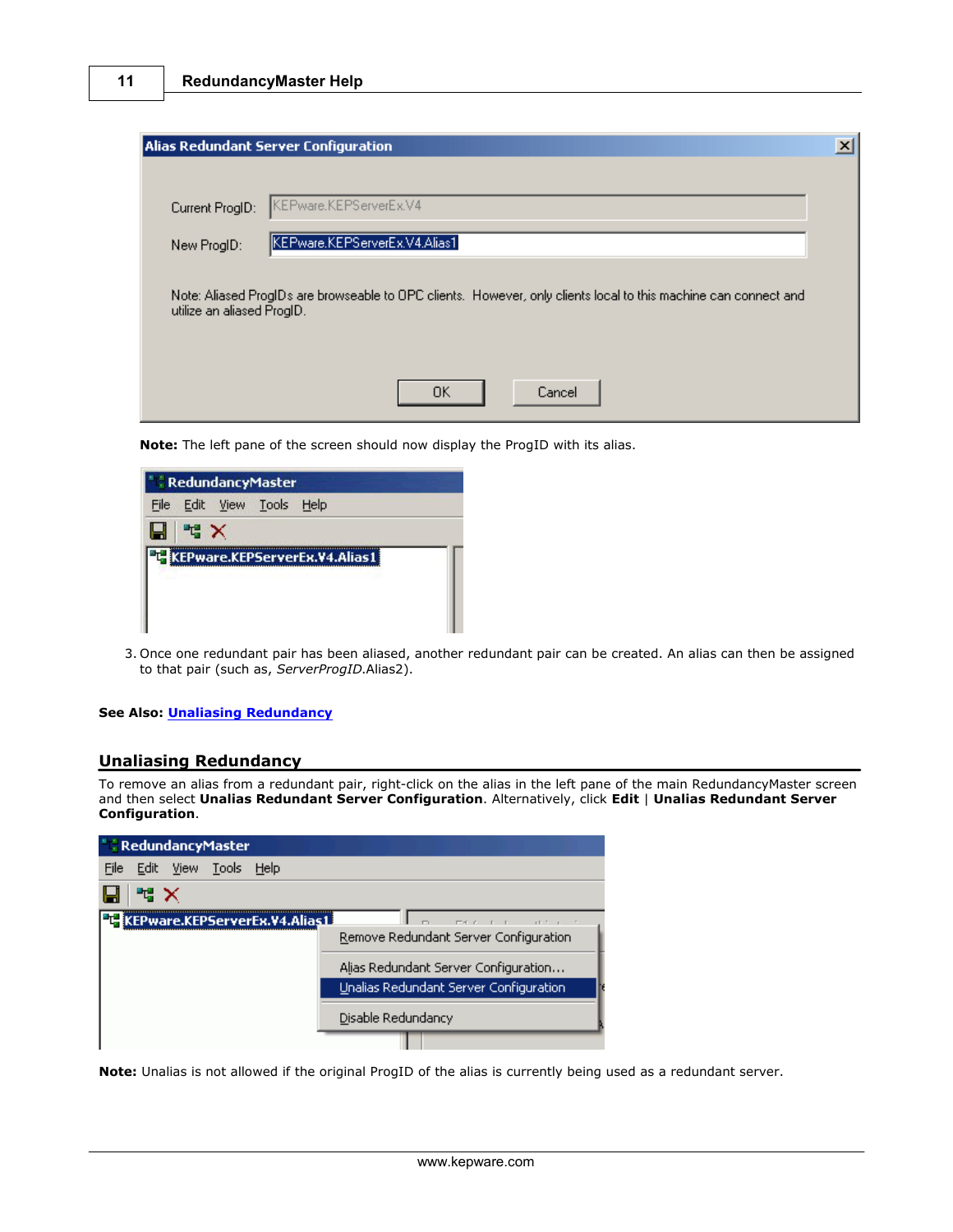**Note:** The left pane of the screen should now display the ProgID with its alias.

3. Once one redundant pair has been aliased, another redundant pair can be created. An alias can then be assigned to that pair (such as, *ServerProgID*.Alias2).

**See Also:** Unaliasing Redundancy

## Unaliasing Redundancy

To remove an alias from a redundant pair, right-click on the alias in the left pane of the main RedundancyMaster screen and then select **Unalias Redundant Server Configuration**. Alternatively, click **Edit** | **Unalias Redundant Server Configuration**.

**Note:** Unalias is not allowed if the original ProgID of the alias is currently being used as a redundant server.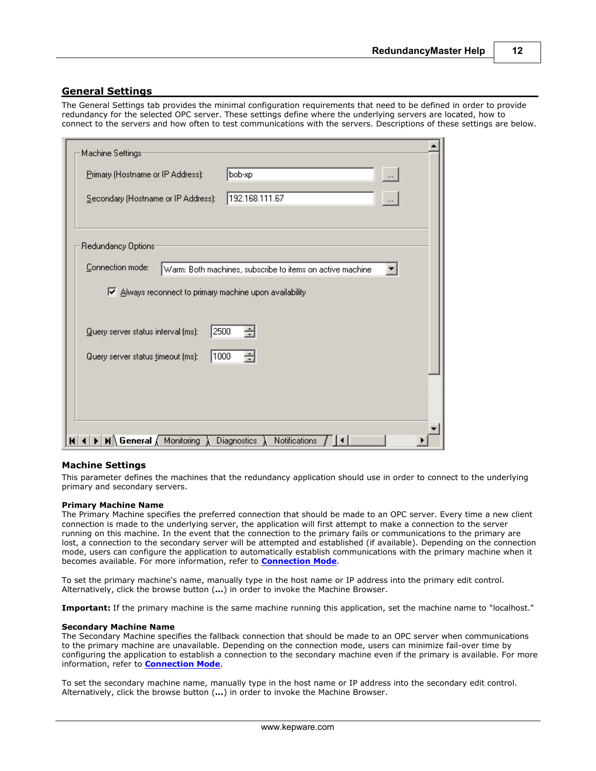## General Settings

The General Settings tab provides the minimal configuration requirements that need to be defined in order to provide redundancy for the selected OPC server. These settings define where the underlying servers are located, how to connect to the servers and how often to test communications with the servers. Descriptions of these settings are below.

### Machine Settings

This parameter defines the machines that the redundancy application should use in order to connect to the underlying primary and secondary servers.

**Primary Machine Name**

The Primary Machine specifies the preferred connection that should be made to an OPC server. Every time a new client connection is made to the underlying server, the application will first attempt to make a connection to the server running on this machine. In the event that the connection to the primary fails or communications to the primary are lost, a connection to the secondary server will be attempted and established (if available). Depending on the connection mode, users can configure the application to automatically establish communications with the primary machine when it becomes available. For more information, refer to **Connection Mode**.

To set the primary machine's name, manually type in the host name or IP address into the primary edit control. Alternatively, click the browse button (**...**) in order to invoke the Machine Browser.

**Important:** If the primary machine is the same machine running this application, set the machine name to "localhost."

**Secondary Machine Name**

The Secondary Machine specifies the fallback connection that should be made to an OPC server when communications to the primary machine are unavailable. Depending on the connection mode, users can minimize fail-over time by configuring the application to establish a connection to the secondary machine even if the primary is available. For more information, refer to **Connection Mode**.

To set the secondary machine name, manually type in the host name or IP address into the secondary edit control. Alternatively, click the browse button (**...**) in order to invoke the Machine Browser.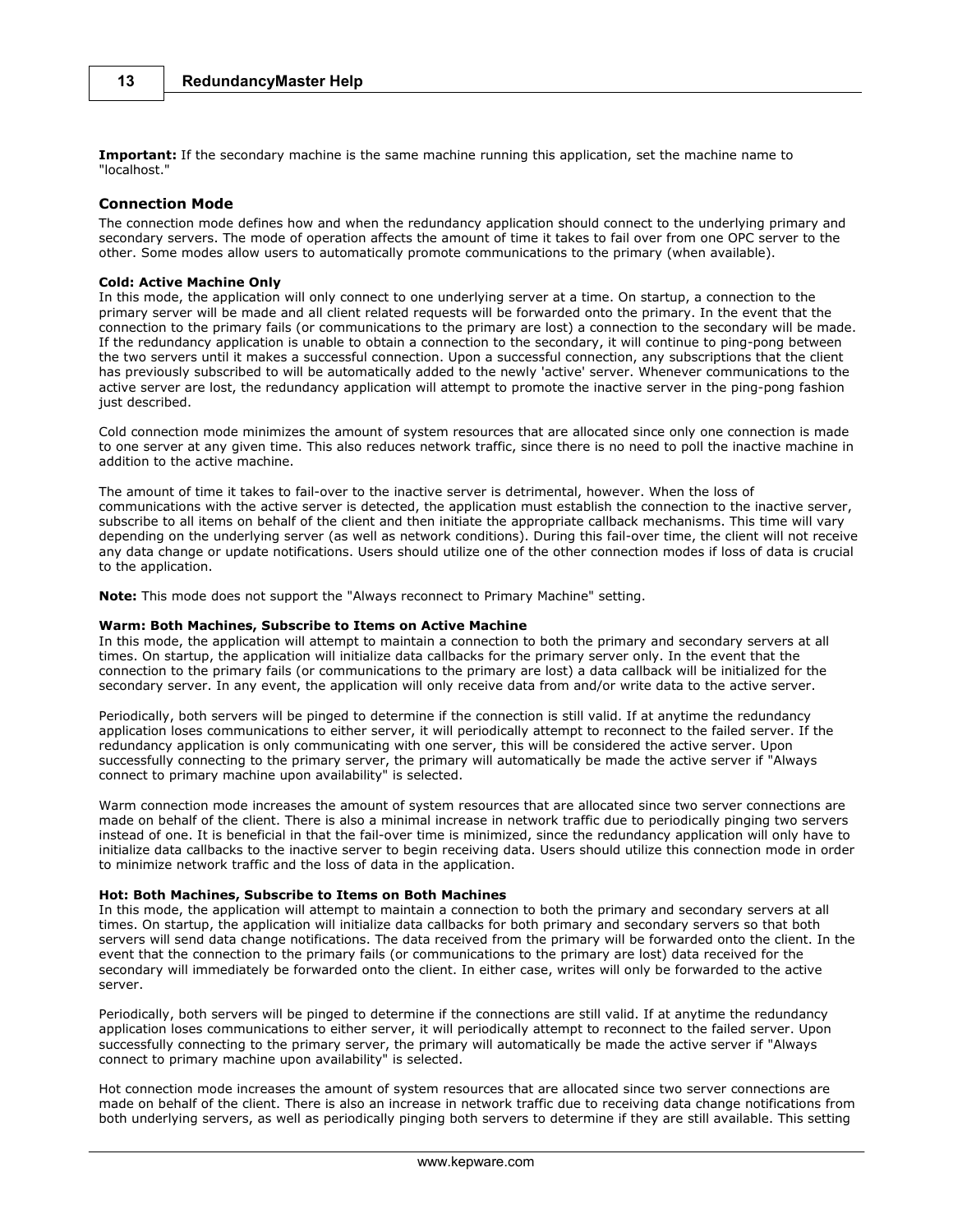**Important:** If the secondary machine is the same machine running this application, set the machine name to "localhost."

### Connection Mode

The connection mode defines how and when the redundancy application should connect to the underlying primary and secondary servers. The mode of operation affects the amount of time it takes to fail over from one OPC server to the other. Some modes allow users to automatically promote communications to the primary (when available).

**Cold: Active Machine Only**
In this mode, the application will only connect to one underlying server at a time. On startup, a connection to the primary server will be made and all client related requests will be forwarded onto the primary. In the event that the connection to the primary fails (or communications to the primary are lost) a connection to the secondary will be made. If the redundancy application is unable to obtain a connection to the secondary, it will continue to ping-pong between the two servers until it makes a successful connection. Upon a successful connection, any subscriptions that the client has previously subscribed to will be automatically added to the newly 'active' server. Whenever communications to the active server are lost, the redundancy application will attempt to promote the inactive server in the ping-pong fashion just described.

Cold connection mode minimizes the amount of system resources that are allocated since only one connection is made to one server at any given time. This also reduces network traffic, since there is no need to poll the inactive machine in addition to the active machine.

The amount of time it takes to fail-over to the inactive server is detrimental, however. When the loss of communications with the active server is detected, the application must establish the connection to the inactive server, subscribe to all items on behalf of the client and then initiate the appropriate callback mechanisms. This time will vary depending on the underlying server (as well as network conditions). During this fail-over time, the client will not receive any data change or update notifications. Users should utilize one of the other connection modes if loss of data is crucial to the application.

**Note:** This mode does not support the "Always reconnect to Primary Machine" setting.

**Warm: Both Machines, Subscribe to Items on Active Machine**
In this mode, the application will attempt to maintain a connection to both the primary and secondary servers at all times. On startup, the application will initialize data callbacks for the primary server only. In the event that the connection to the primary fails (or communications to the primary are lost) a data callback will be initialized for the secondary server. In any event, the application will only receive data from and/or write data to the active server.

Periodically, both servers will be pinged to determine if the connection is still valid. If at anytime the redundancy application loses communications to either server, it will periodically attempt to reconnect to the failed server. If the redundancy application is only communicating with one server, this will be considered the active server. Upon successfully connecting to the primary server, the primary will automatically be made the active server if "Always connect to primary machine upon availability" is selected.

Warm connection mode increases the amount of system resources that are allocated since two server connections are made on behalf of the client. There is also a minimal increase in network traffic due to periodically pinging two servers instead of one. It is beneficial in that the fail-over time is minimized, since the redundancy application will only have to initialize data callbacks to the inactive server to begin receiving data. Users should utilize this connection mode in order to minimize network traffic and the loss of data in the application.

**Hot: Both Machines, Subscribe to Items on Both Machines**
In this mode, the application will attempt to maintain a connection to both the primary and secondary servers at all times. On startup, the application will initialize data callbacks for both primary and secondary servers so that both servers will send data change notifications. The data received from the primary will be forwarded onto the client. In the event that the connection to the primary fails (or communications to the primary are lost) data received for the secondary will immediately be forwarded onto the client. In either case, writes will only be forwarded to the active server.

Periodically, both servers will be pinged to determine if the connections are still valid. If at anytime the redundancy application loses communications to either server, it will periodically attempt to reconnect to the failed server. Upon successfully connecting to the primary server, the primary will automatically be made the active server if "Always connect to primary machine upon availability" is selected.

Hot connection mode increases the amount of system resources that are allocated since two server connections are made on behalf of the client. There is also an increase in network traffic due to receiving data change notifications from both underlying servers, as well as periodically pinging both servers to determine if they are still available. This setting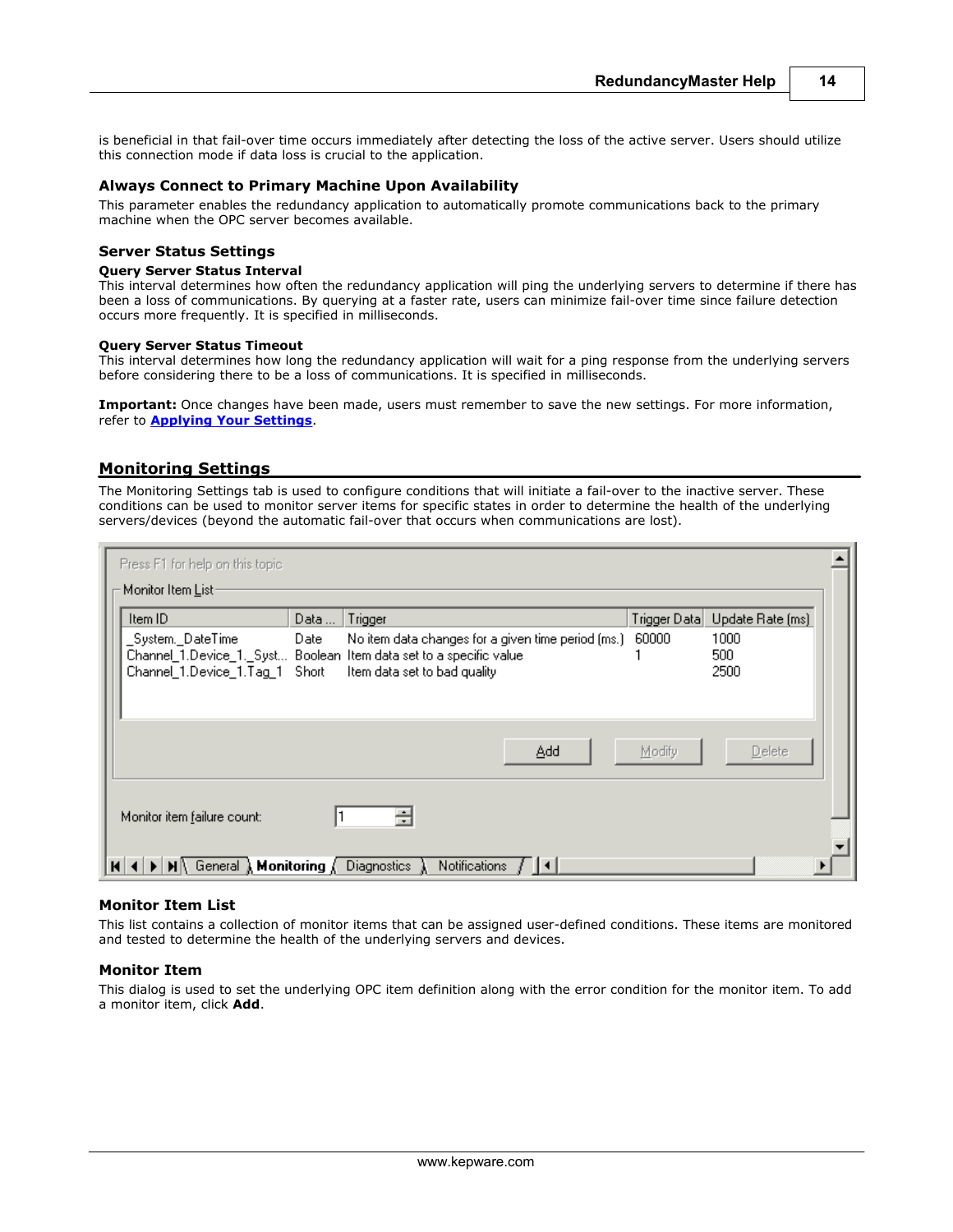is beneficial in that fail-over time occurs immediately after detecting the loss of the active server. Users should utilize this connection mode if data loss is crucial to the application.

### Always Connect to Primary Machine Upon Availability

This parameter enables the redundancy application to automatically promote communications back to the primary machine when the OPC server becomes available.

### Server Status Settings

**Query Server Status Interval**
This interval determines how often the redundancy application will ping the underlying servers to determine if there has been a loss of communications. By querying at a faster rate, users can minimize fail-over time since failure detection occurs more frequently. It is specified in milliseconds.

**Query Server Status Timeout**
This interval determines how long the redundancy application will wait for a ping response from the underlying servers before considering there to be a loss of communications. It is specified in milliseconds.

**Important:** Once changes have been made, users must remember to save the new settings. For more information, refer to **Applying Your Settings**.

## Monitoring Settings

The Monitoring Settings tab is used to configure conditions that will initiate a fail-over to the inactive server. These conditions can be used to monitor server items for specific states in order to determine the health of the underlying servers/devices (beyond the automatic fail-over that occurs when communications are lost).

Press F1 for help on this topic

Monitor Item List

| Item ID | Data ... | Trigger | Trigger Data | Update Rate (ms) |
|---|---|---|---|---|
| _System._DateTime | Date | No item data changes for a given time period (ms.) | 60000 | 1000 |
| Channel_1.Device_1._Syst... | Boolean | Item data set to a specific value | 1 | 500 |
| Channel_1.Device_1.Tag_1 | Short | Item data set to bad quality | | 2500 |

Add | Modify | Delete

Monitor item failure count: 1

General | Monitoring | Diagnostics | Notifications

### Monitor Item List

This list contains a collection of monitor items that can be assigned user-defined conditions. These items are monitored and tested to determine the health of the underlying servers and devices.

### Monitor Item

This dialog is used to set the underlying OPC item definition along with the error condition for the monitor item. To add a monitor item, click **Add**.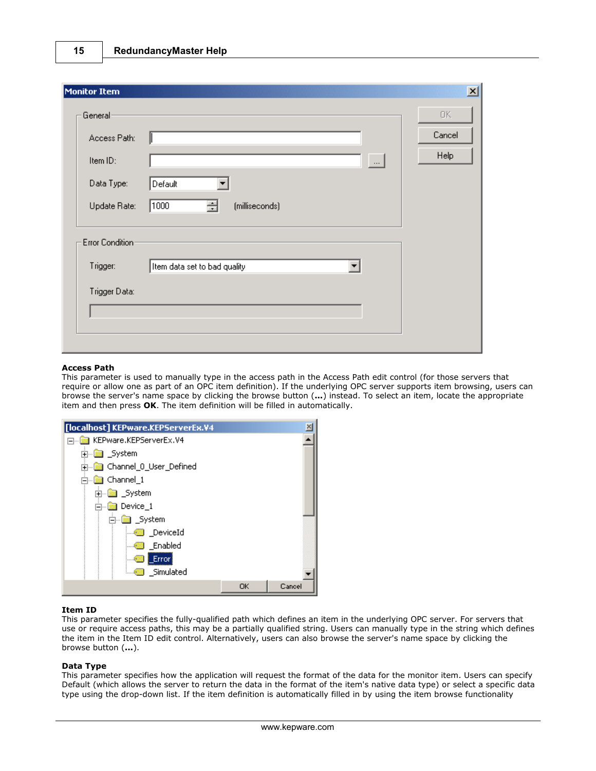### Access Path

This parameter is used to manually type in the access path in the Access Path edit control (for those servers that require or allow one as part of an OPC item definition). If the underlying OPC server supports item browsing, users can browse the server's name space by clicking the browse button (**...**) instead. To select an item, locate the appropriate item and then press **OK**. The item definition will be filled in automatically.

### Item ID

This parameter specifies the fully-qualified path which defines an item in the underlying OPC server. For servers that use or require access paths, this may be a partially qualified string. Users can manually type in the string which defines the item in the Item ID edit control. Alternatively, users can also browse the server's name space by clicking the browse button (**...**).

### Data Type

This parameter specifies how the application will request the format of the data for the monitor item. Users can specify Default (which allows the server to return the data in the format of the item's native data type) or select a specific data type using the drop-down list. If the item definition is automatically filled in by using the item browse functionality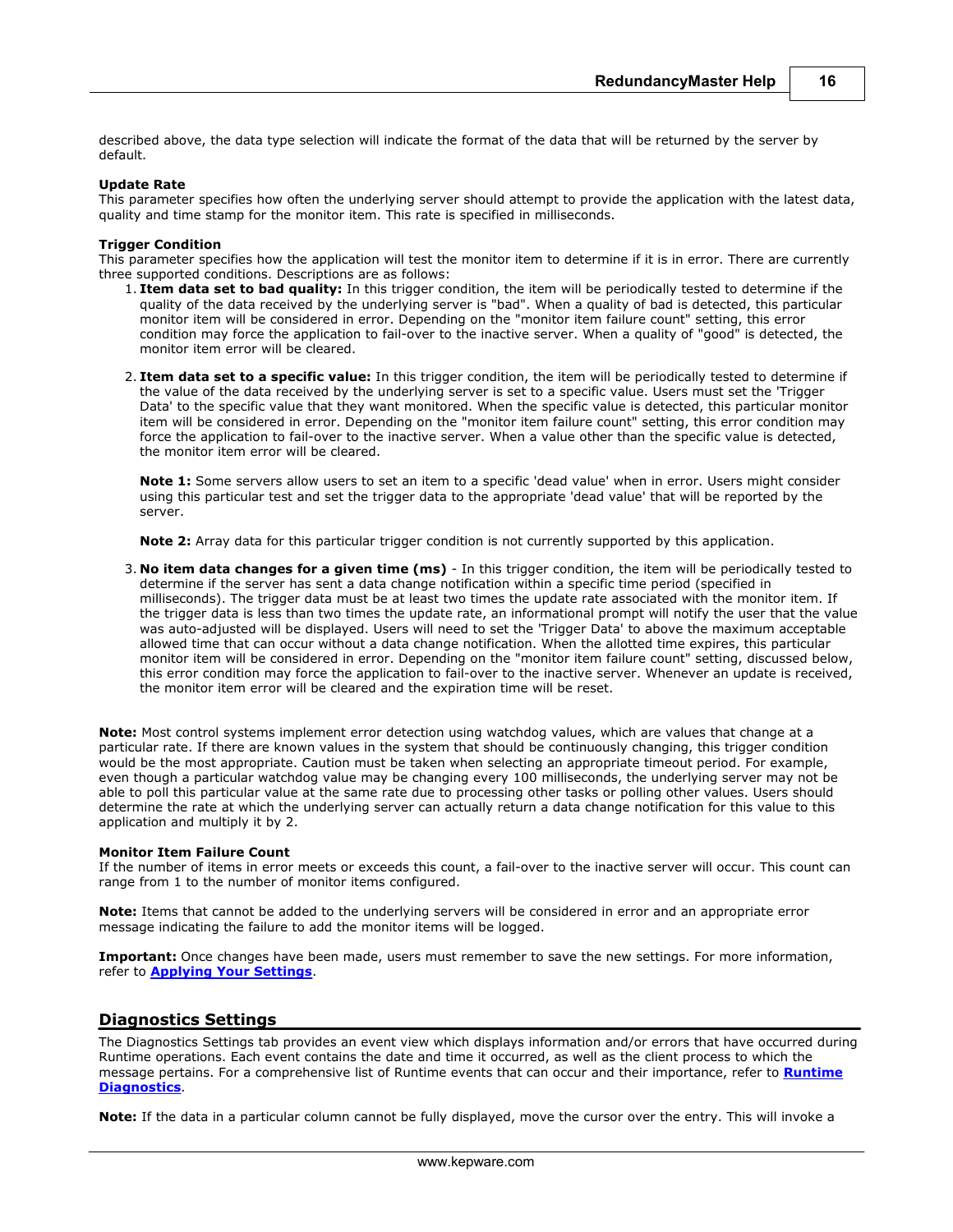described above, the data type selection will indicate the format of the data that will be returned by the server by default.

**Update Rate**
This parameter specifies how often the underlying server should attempt to provide the application with the latest data, quality and time stamp for the monitor item. This rate is specified in milliseconds.

**Trigger Condition**
This parameter specifies how the application will test the monitor item to determine if it is in error. There are currently three supported conditions. Descriptions are as follows:

1. **Item data set to bad quality:** In this trigger condition, the item will be periodically tested to determine if the quality of the data received by the underlying server is "bad". When a quality of bad is detected, this particular monitor item will be considered in error. Depending on the "monitor item failure count" setting, this error condition may force the application to fail-over to the inactive server. When a quality of "good" is detected, the monitor item error will be cleared.

2. **Item data set to a specific value:** In this trigger condition, the item will be periodically tested to determine if the value of the data received by the underlying server is set to a specific value. Users must set the 'Trigger Data' to the specific value that they want monitored. When the specific value is detected, this particular monitor item will be considered in error. Depending on the "monitor item failure count" setting, this error condition may force the application to fail-over to the inactive server. When a value other than the specific value is detected, the monitor item error will be cleared.

   **Note 1:** Some servers allow users to set an item to a specific 'dead value' when in error. Users might consider using this particular test and set the trigger data to the appropriate 'dead value' that will be reported by the server.

   **Note 2:** Array data for this particular trigger condition is not currently supported by this application.

3. **No item data changes for a given time (ms)** - In this trigger condition, the item will be periodically tested to determine if the server has sent a data change notification within a specific time period (specified in milliseconds). The trigger data must be at least two times the update rate associated with the monitor item. If the trigger data is less than two times the update rate, an informational prompt will notify the user that the value was auto-adjusted will be displayed. Users will need to set the 'Trigger Data' to above the maximum acceptable allowed time that can occur without a data change notification. When the allotted time expires, this particular monitor item will be considered in error. Depending on the "monitor item failure count" setting, discussed below, this error condition may force the application to fail-over to the inactive server. Whenever an update is received, the monitor item error will be cleared and the expiration time will be reset.

**Note:** Most control systems implement error detection using watchdog values, which are values that change at a particular rate. If there are known values in the system that should be continuously changing, this trigger condition would be the most appropriate. Caution must be taken when selecting an appropriate timeout period. For example, even though a particular watchdog value may be changing every 100 milliseconds, the underlying server may not be able to poll this particular value at the same rate due to processing other tasks or polling other values. Users should determine the rate at which the underlying server can actually return a data change notification for this value to this application and multiply it by 2.

**Monitor Item Failure Count**
If the number of items in error meets or exceeds this count, a fail-over to the inactive server will occur. This count can range from 1 to the number of monitor items configured.

**Note:** Items that cannot be added to the underlying servers will be considered in error and an appropriate error message indicating the failure to add the monitor items will be logged.

**Important:** Once changes have been made, users must remember to save the new settings. For more information, refer to **Applying Your Settings**.

## Diagnostics Settings

The Diagnostics Settings tab provides an event view which displays information and/or errors that have occurred during Runtime operations. Each event contains the date and time it occurred, as well as the client process to which the message pertains. For a comprehensive list of Runtime events that can occur and their importance, refer to **Runtime Diagnostics**.

**Note:** If the data in a particular column cannot be fully displayed, move the cursor over the entry. This will invoke a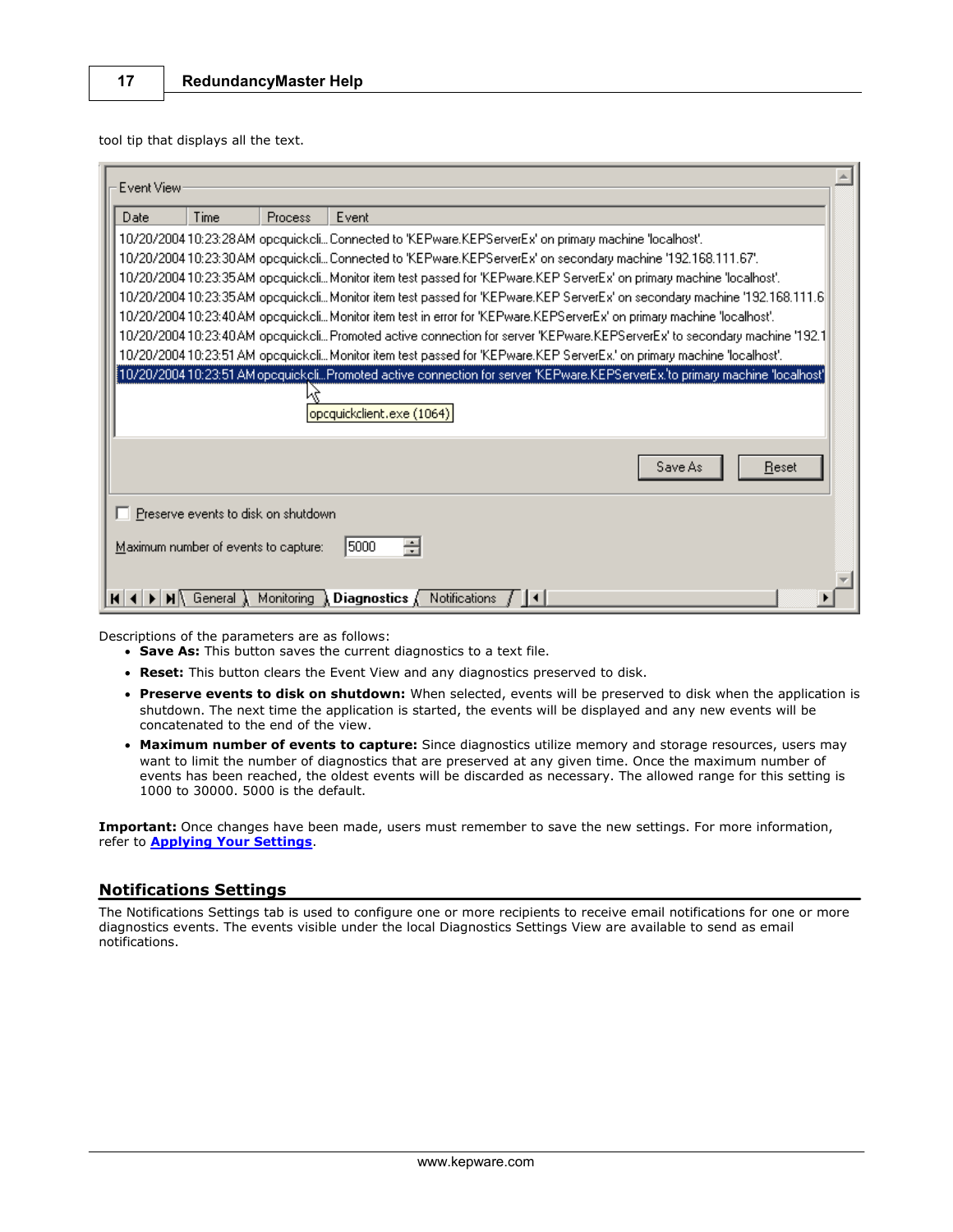tool tip that displays all the text.

Descriptions of the parameters are as follows:

- **Save As:** This button saves the current diagnostics to a text file.
- **Reset:** This button clears the Event View and any diagnostics preserved to disk.
- **Preserve events to disk on shutdown:** When selected, events will be preserved to disk when the application is shutdown. The next time the application is started, the events will be displayed and any new events will be concatenated to the end of the view.
- **Maximum number of events to capture:** Since diagnostics utilize memory and storage resources, users may want to limit the number of diagnostics that are preserved at any given time. Once the maximum number of events has been reached, the oldest events will be discarded as necessary. The allowed range for this setting is 1000 to 30000. 5000 is the default.

**Important:** Once changes have been made, users must remember to save the new settings. For more information, refer to **Applying Your Settings**.

## Notifications Settings

The Notifications Settings tab is used to configure one or more recipients to receive email notifications for one or more diagnostics events. The events visible under the local Diagnostics Settings View are available to send as email notifications.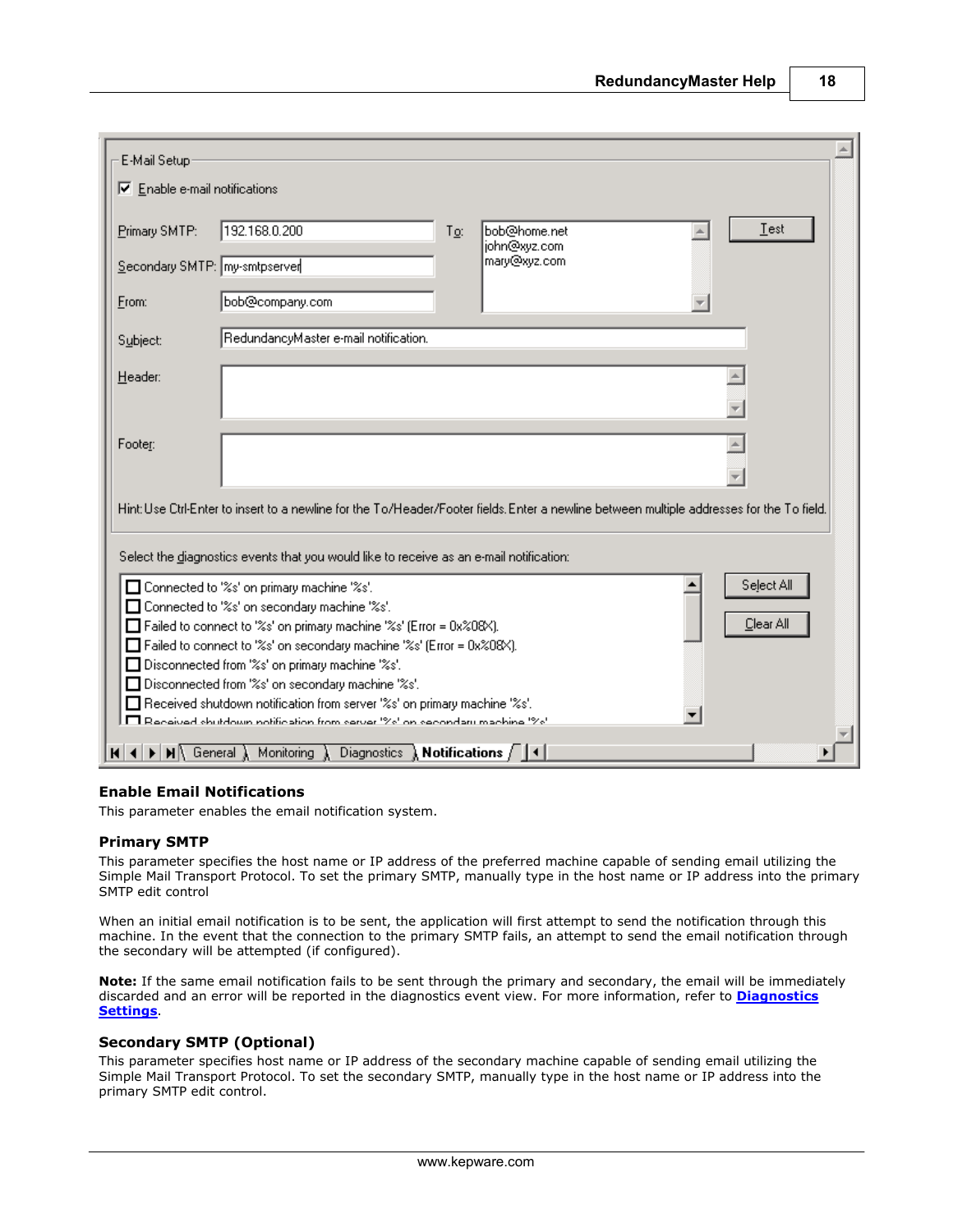## Enable Email Notifications

This parameter enables the email notification system.

## Primary SMTP

This parameter specifies the host name or IP address of the preferred machine capable of sending email utilizing the Simple Mail Transport Protocol. To set the primary SMTP, manually type in the host name or IP address into the primary SMTP edit control

When an initial email notification is to be sent, the application will first attempt to send the notification through this machine. In the event that the connection to the primary SMTP fails, an attempt to send the email notification through the secondary will be attempted (if configured).

**Note:** If the same email notification fails to be sent through the primary and secondary, the email will be immediately discarded and an error will be reported in the diagnostics event view. For more information, refer to **Diagnostics Settings**.

## Secondary SMTP (Optional)

This parameter specifies host name or IP address of the secondary machine capable of sending email utilizing the Simple Mail Transport Protocol. To set the secondary SMTP, manually type in the host name or IP address into the primary SMTP edit control.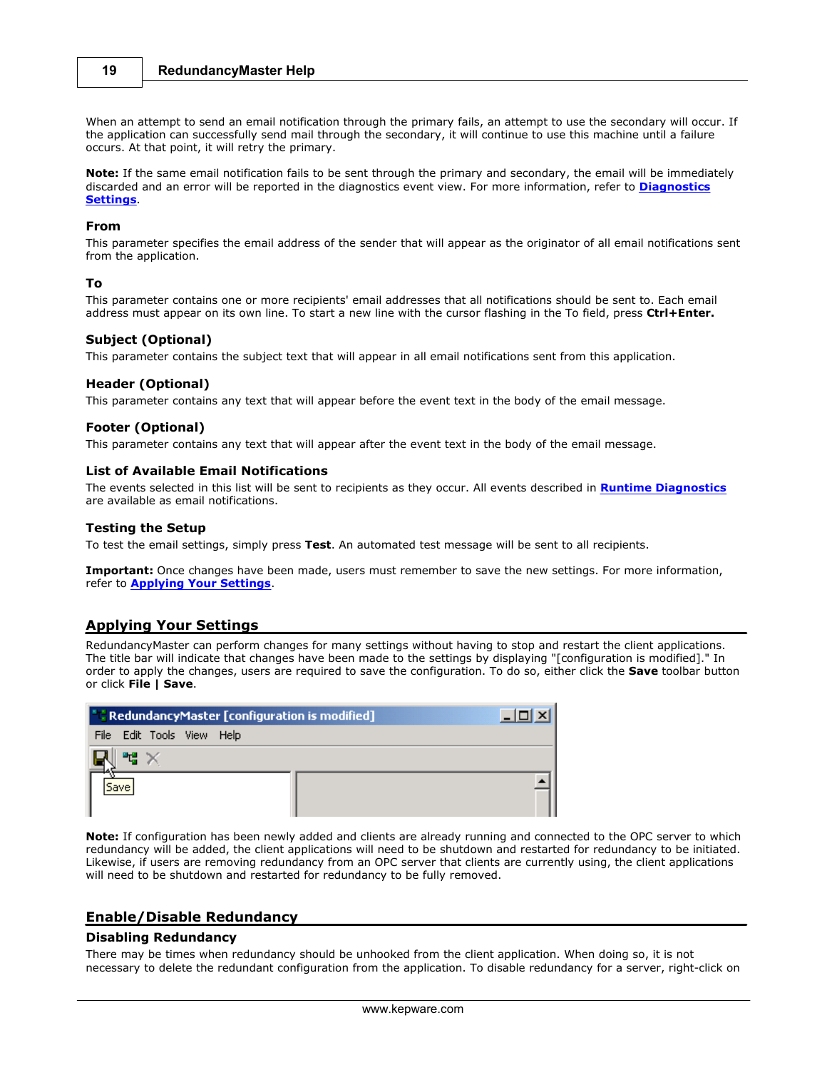When an attempt to send an email notification through the primary fails, an attempt to use the secondary will occur. If the application can successfully send mail through the secondary, it will continue to use this machine until a failure occurs. At that point, it will retry the primary.

**Note:** If the same email notification fails to be sent through the primary and secondary, the email will be immediately discarded and an error will be reported in the diagnostics event view. For more information, refer to **Diagnostics Settings**.

### From

This parameter specifies the email address of the sender that will appear as the originator of all email notifications sent from the application.

### To

This parameter contains one or more recipients' email addresses that all notifications should be sent to. Each email address must appear on its own line. To start a new line with the cursor flashing in the To field, press **Ctrl+Enter.**

### Subject (Optional)

This parameter contains the subject text that will appear in all email notifications sent from this application.

### Header (Optional)

This parameter contains any text that will appear before the event text in the body of the email message.

### Footer (Optional)

This parameter contains any text that will appear after the event text in the body of the email message.

### List of Available Email Notifications

The events selected in this list will be sent to recipients as they occur. All events described in **Runtime Diagnostics** are available as email notifications.

### Testing the Setup

To test the email settings, simply press **Test**. An automated test message will be sent to all recipients.

**Important:** Once changes have been made, users must remember to save the new settings. For more information, refer to **Applying Your Settings**.

## Applying Your Settings

RedundancyMaster can perform changes for many settings without having to stop and restart the client applications. The title bar will indicate that changes have been made to the settings by displaying "[configuration is modified]." In order to apply the changes, users are required to save the configuration. To do so, either click the **Save** toolbar button or click **File | Save**.

**Note:** If configuration has been newly added and clients are already running and connected to the OPC server to which redundancy will be added, the client applications will need to be shutdown and restarted for redundancy to be initiated. Likewise, if users are removing redundancy from an OPC server that clients are currently using, the client applications will need to be shutdown and restarted for redundancy to be fully removed.

## Enable/Disable Redundancy

### Disabling Redundancy

There may be times when redundancy should be unhooked from the client application. When doing so, it is not necessary to delete the redundant configuration from the application. To disable redundancy for a server, right-click on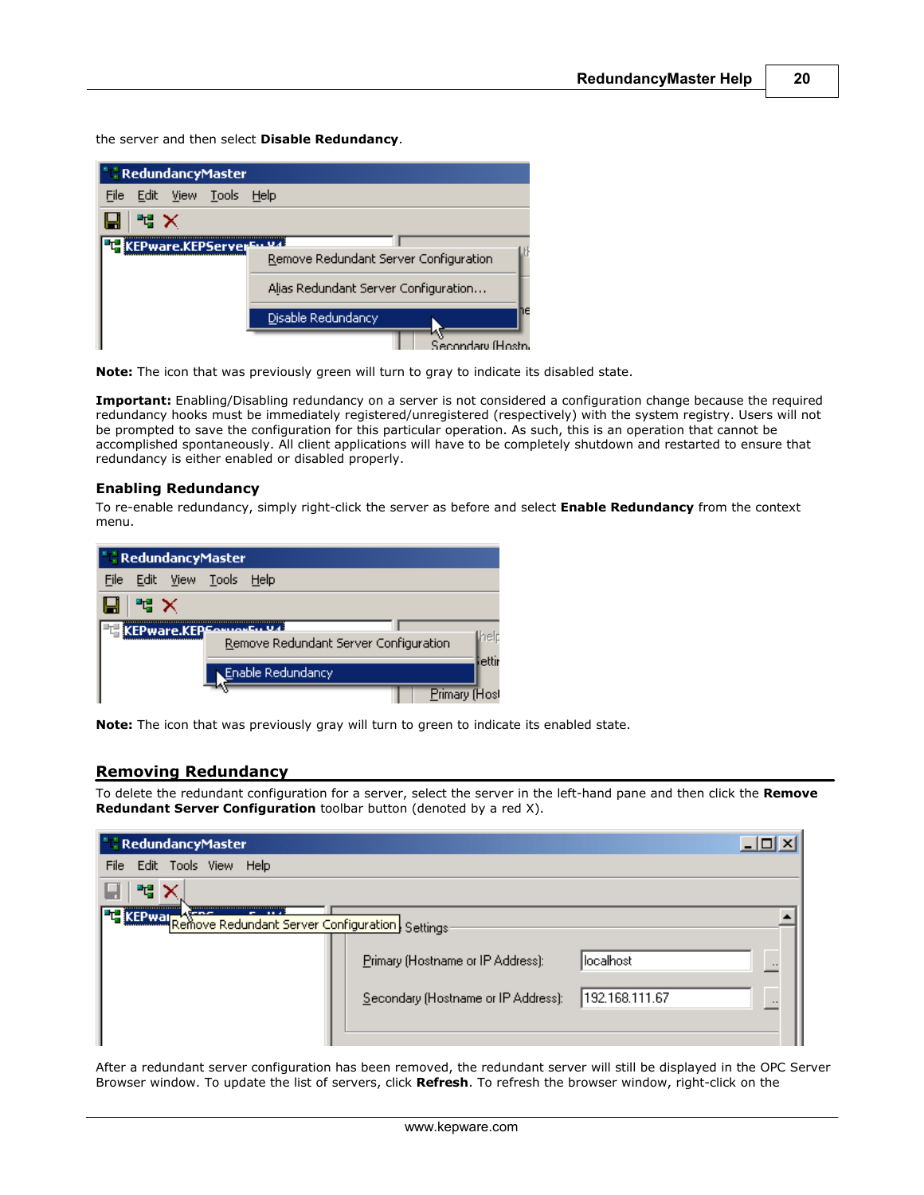the server and then select **Disable Redundancy**.

**Note:** The icon that was previously green will turn to gray to indicate its disabled state.

**Important:** Enabling/Disabling redundancy on a server is not considered a configuration change because the required redundancy hooks must be immediately registered/unregistered (respectively) with the system registry. Users will not be prompted to save the configuration for this particular operation. As such, this is an operation that cannot be accomplished spontaneously. All client applications will have to be completely shutdown and restarted to ensure that redundancy is either enabled or disabled properly.

### Enabling Redundancy

To re-enable redundancy, simply right-click the server as before and select **Enable Redundancy** from the context menu.

**Note:** The icon that was previously gray will turn to green to indicate its enabled state.

## Removing Redundancy

To delete the redundant configuration for a server, select the server in the left-hand pane and then click the **Remove Redundant Server Configuration** toolbar button (denoted by a red X).

After a redundant server configuration has been removed, the redundant server will still be displayed in the OPC Server Browser window. To update the list of servers, click **Refresh**. To refresh the browser window, right-click on the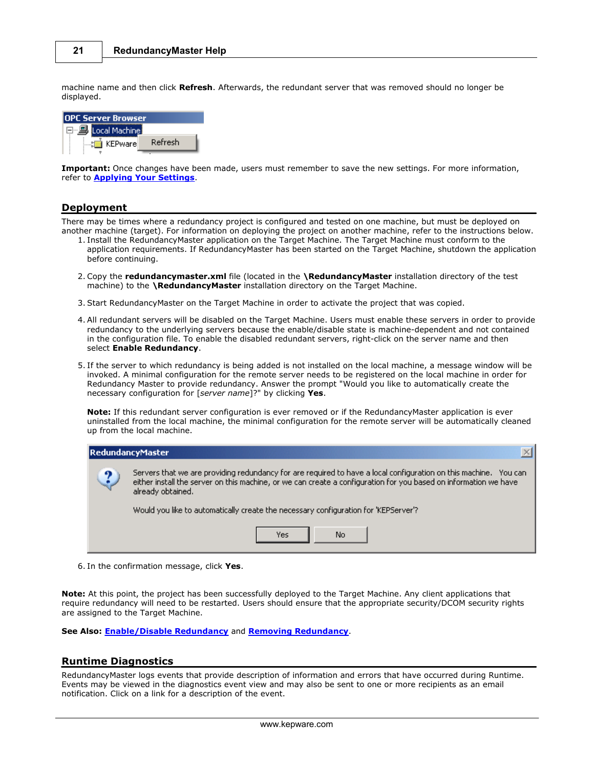machine name and then click **Refresh**. Afterwards, the redundant server that was removed should no longer be displayed.

**Important:** Once changes have been made, users must remember to save the new settings. For more information, refer to **Applying Your Settings**.

## Deployment

There may be times where a redundancy project is configured and tested on one machine, but must be deployed on another machine (target). For information on deploying the project on another machine, refer to the instructions below.

1. Install the RedundancyMaster application on the Target Machine. The Target Machine must conform to the application requirements. If RedundancyMaster has been started on the Target Machine, shutdown the application before continuing.

2. Copy the **redundancymaster.xml** file (located in the **\RedundancyMaster** installation directory of the test machine) to the **\RedundancyMaster** installation directory on the Target Machine.

3. Start RedundancyMaster on the Target Machine in order to activate the project that was copied.

4. All redundant servers will be disabled on the Target Machine. Users must enable these servers in order to provide redundancy to the underlying servers because the enable/disable state is machine-dependent and not contained in the configuration file. To enable the disabled redundant servers, right-click on the server name and then select **Enable Redundancy**.

5. If the server to which redundancy is being added is not installed on the local machine, a message window will be invoked. A minimal configuration for the remote server needs to be registered on the local machine in order for Redundancy Master to provide redundancy. Answer the prompt "Would you like to automatically create the necessary configuration for [*server name*]?" by clicking **Yes**.

   **Note:** If this redundant server configuration is ever removed or if the RedundancyMaster application is ever uninstalled from the local machine, the minimal configuration for the remote server will be automatically cleaned up from the local machine.

6. In the confirmation message, click **Yes**.

**Note:** At this point, the project has been successfully deployed to the Target Machine. Any client applications that require redundancy will need to be restarted. Users should ensure that the appropriate security/DCOM security rights are assigned to the Target Machine.

**See Also:** **Enable/Disable Redundancy** and **Removing Redundancy**.

## Runtime Diagnostics

RedundancyMaster logs events that provide description of information and errors that have occurred during Runtime. Events may be viewed in the diagnostics event view and may also be sent to one or more recipients as an email notification. Click on a link for a description of the event.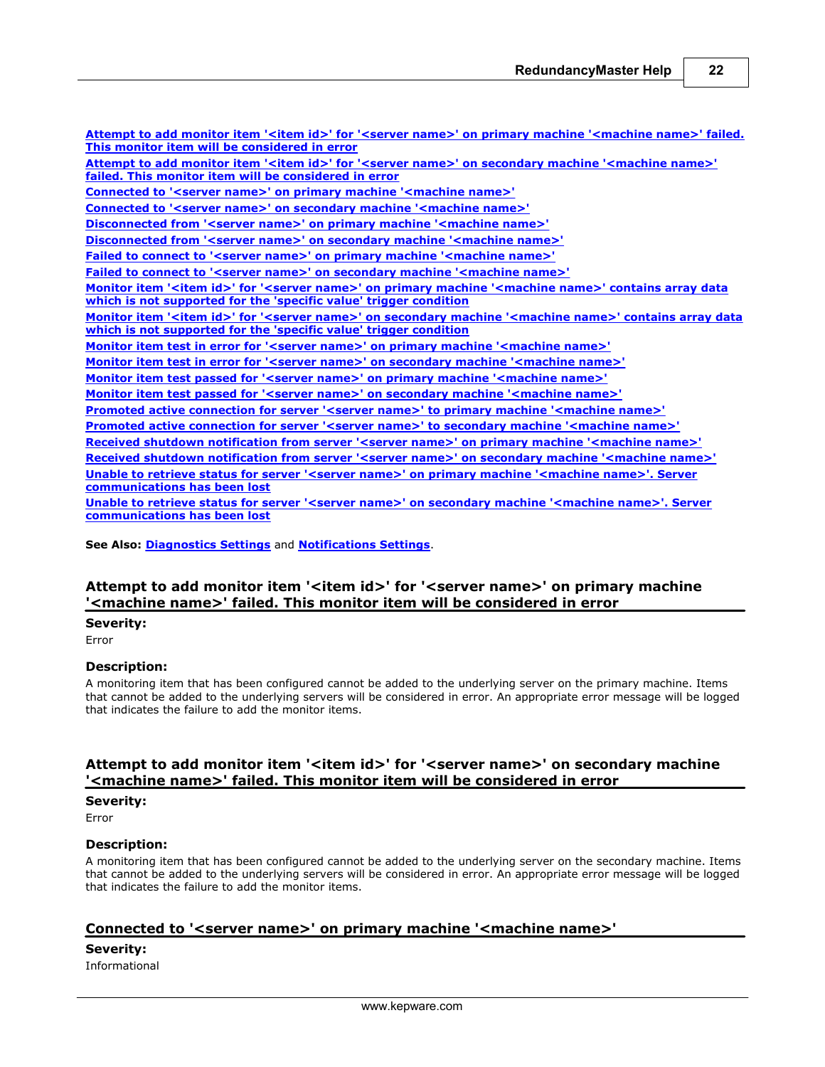[Attempt to add monitor item '<item id>' for '<server name>' on primary machine '<machine name>' failed. This monitor item will be considered in error](#)
[Attempt to add monitor item '<item id>' for '<server name>' on secondary machine '<machine name>' failed. This monitor item will be considered in error](#)
[Connected to '<server name>' on primary machine '<machine name>'](#)
[Connected to '<server name>' on secondary machine '<machine name>'](#)
[Disconnected from '<server name>' on primary machine '<machine name>'](#)
[Disconnected from '<server name>' on secondary machine '<machine name>'](#)
[Failed to connect to '<server name>' on primary machine '<machine name>'](#)
[Failed to connect to '<server name>' on secondary machine '<machine name>'](#)
[Monitor item '<item id>' for '<server name>' on primary machine '<machine name>' contains array data which is not supported for the 'specific value' trigger condition](#)
[Monitor item '<item id>' for '<server name>' on secondary machine '<machine name>' contains array data which is not supported for the 'specific value' trigger condition](#)
[Monitor item test in error for '<server name>' on primary machine '<machine name>'](#)
[Monitor item test in error for '<server name>' on secondary machine '<machine name>'](#)
[Monitor item test passed for '<server name>' on primary machine '<machine name>'](#)
[Monitor item test passed for '<server name>' on secondary machine '<machine name>'](#)
[Promoted active connection for server '<server name>' to primary machine '<machine name>'](#)
[Promoted active connection for server '<server name>' to secondary machine '<machine name>'](#)
[Received shutdown notification from server '<server name>' on primary machine '<machine name>'](#)
[Received shutdown notification from server '<server name>' on secondary machine '<machine name>'](#)
[Unable to retrieve status for server '<server name>' on primary machine '<machine name>'. Server communications has been lost](#)
[Unable to retrieve status for server '<server name>' on secondary machine '<machine name>'. Server communications has been lost](#)

**See Also:** [Diagnostics Settings](#) and [Notifications Settings](#).

## Attempt to add monitor item '<item id>' for '<server name>' on primary machine '<machine name>' failed. This monitor item will be considered in error

**Severity:**
Error

**Description:**
A monitoring item that has been configured cannot be added to the underlying server on the primary machine. Items that cannot be added to the underlying servers will be considered in error. An appropriate error message will be logged that indicates the failure to add the monitor items.

## Attempt to add monitor item '<item id>' for '<server name>' on secondary machine '<machine name>' failed. This monitor item will be considered in error

**Severity:**
Error

**Description:**
A monitoring item that has been configured cannot be added to the underlying server on the secondary machine. Items that cannot be added to the underlying servers will be considered in error. An appropriate error message will be logged that indicates the failure to add the monitor items.

## Connected to '<server name>' on primary machine '<machine name>'

**Severity:**
Informational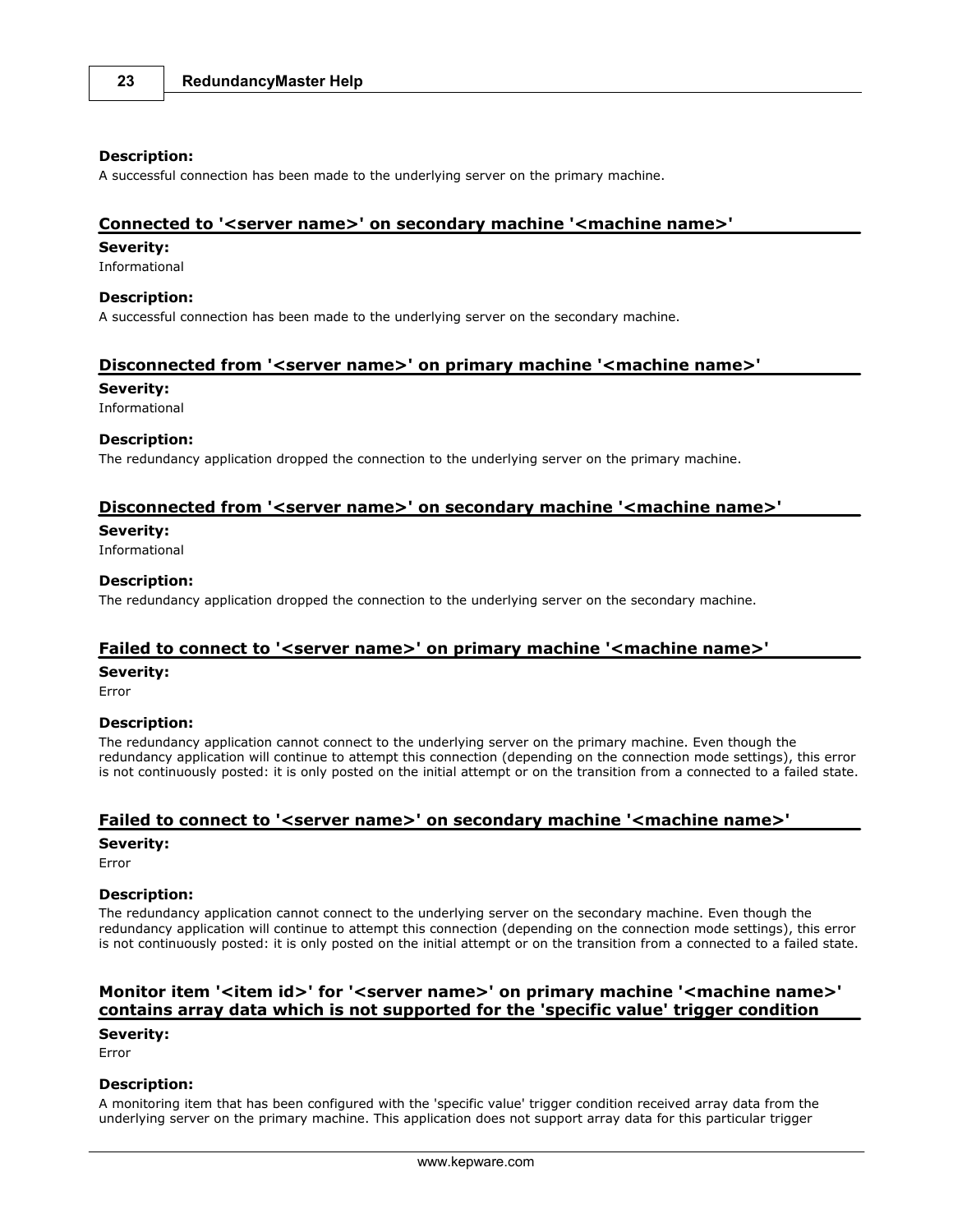**Description:**
A successful connection has been made to the underlying server on the primary machine.

## Connected to '<server name>' on secondary machine '<machine name>'

**Severity:**
Informational

**Description:**
A successful connection has been made to the underlying server on the secondary machine.

## Disconnected from '<server name>' on primary machine '<machine name>'

**Severity:**
Informational

**Description:**
The redundancy application dropped the connection to the underlying server on the primary machine.

## Disconnected from '<server name>' on secondary machine '<machine name>'

**Severity:**
Informational

**Description:**
The redundancy application dropped the connection to the underlying server on the secondary machine.

## Failed to connect to '<server name>' on primary machine '<machine name>'

**Severity:**
Error

**Description:**
The redundancy application cannot connect to the underlying server on the primary machine. Even though the redundancy application will continue to attempt this connection (depending on the connection mode settings), this error is not continuously posted: it is only posted on the initial attempt or on the transition from a connected to a failed state.

## Failed to connect to '<server name>' on secondary machine '<machine name>'

**Severity:**
Error

**Description:**
The redundancy application cannot connect to the underlying server on the secondary machine. Even though the redundancy application will continue to attempt this connection (depending on the connection mode settings), this error is not continuously posted: it is only posted on the initial attempt or on the transition from a connected to a failed state.

## Monitor item '<item id>' for '<server name>' on primary machine '<machine name>' contains array data which is not supported for the 'specific value' trigger condition

**Severity:**
Error

**Description:**
A monitoring item that has been configured with the 'specific value' trigger condition received array data from the underlying server on the primary machine. This application does not support array data for this particular trigger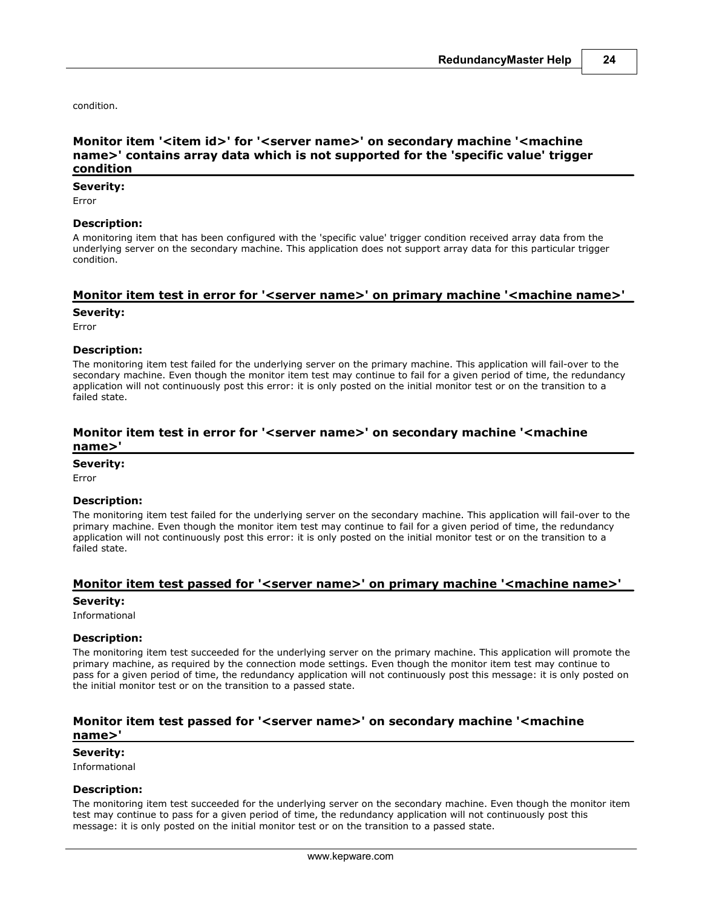condition.

### Monitor item '<item id>' for '<server name>' on secondary machine '<machine name>' contains array data which is not supported for the 'specific value' trigger condition

**Severity:**

Error

**Description:**

A monitoring item that has been configured with the 'specific value' trigger condition received array data from the underlying server on the secondary machine. This application does not support array data for this particular trigger condition.

### Monitor item test in error for '<server name>' on primary machine '<machine name>'

**Severity:**

Error

**Description:**

The monitoring item test failed for the underlying server on the primary machine. This application will fail-over to the secondary machine. Even though the monitor item test may continue to fail for a given period of time, the redundancy application will not continuously post this error: it is only posted on the initial monitor test or on the transition to a failed state.

### Monitor item test in error for '<server name>' on secondary machine '<machine name>'

**Severity:**

Error

**Description:**

The monitoring item test failed for the underlying server on the secondary machine. This application will fail-over to the primary machine. Even though the monitor item test may continue to fail for a given period of time, the redundancy application will not continuously post this error: it is only posted on the initial monitor test or on the transition to a failed state.

### Monitor item test passed for '<server name>' on primary machine '<machine name>'

**Severity:**

Informational

**Description:**

The monitoring item test succeeded for the underlying server on the primary machine. This application will promote the primary machine, as required by the connection mode settings. Even though the monitor item test may continue to pass for a given period of time, the redundancy application will not continuously post this message: it is only posted on the initial monitor test or on the transition to a passed state.

### Monitor item test passed for '<server name>' on secondary machine '<machine name>'

**Severity:**

Informational

**Description:**

The monitoring item test succeeded for the underlying server on the secondary machine. Even though the monitor item test may continue to pass for a given period of time, the redundancy application will not continuously post this message: it is only posted on the initial monitor test or on the transition to a passed state.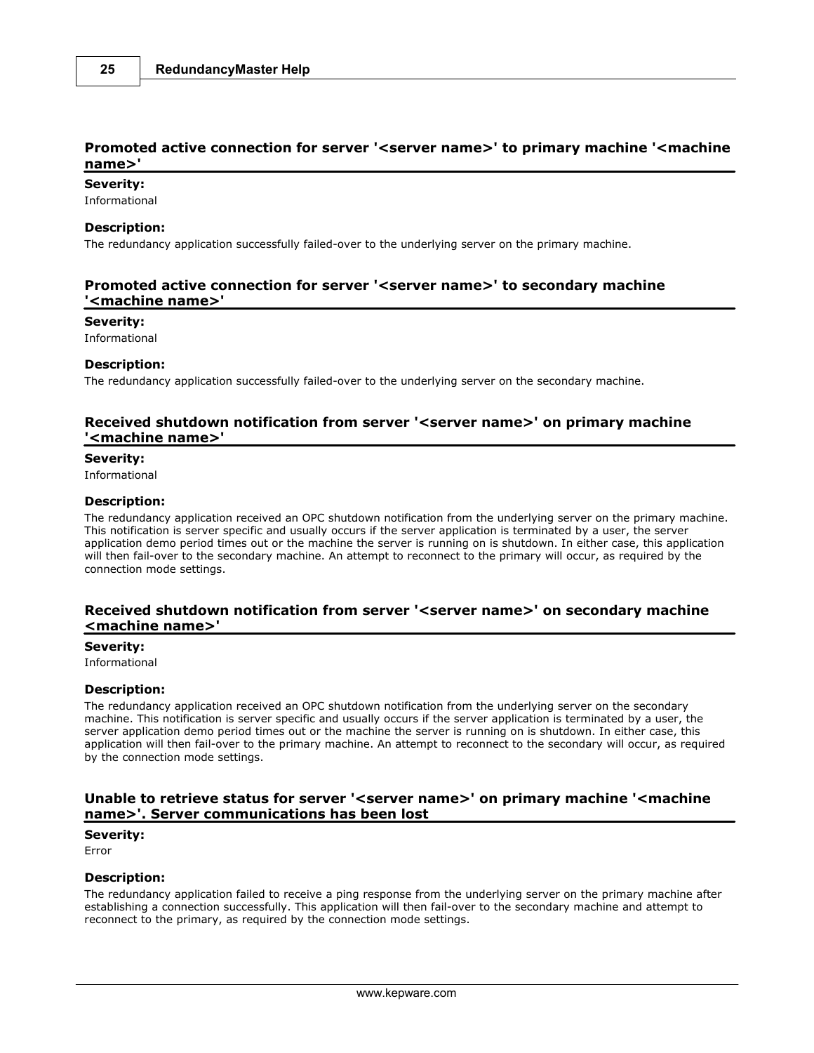### Promoted active connection for server '<server name>' to primary machine '<machine name>'

**Severity:**

Informational

**Description:**

The redundancy application successfully failed-over to the underlying server on the primary machine.

### Promoted active connection for server '<server name>' to secondary machine '<machine name>'

**Severity:**

Informational

**Description:**

The redundancy application successfully failed-over to the underlying server on the secondary machine.

### Received shutdown notification from server '<server name>' on primary machine '<machine name>'

**Severity:**

Informational

**Description:**

The redundancy application received an OPC shutdown notification from the underlying server on the primary machine. This notification is server specific and usually occurs if the server application is terminated by a user, the server application demo period times out or the machine the server is running on is shutdown. In either case, this application will then fail-over to the secondary machine. An attempt to reconnect to the primary will occur, as required by the connection mode settings.

### Received shutdown notification from server '<server name>' on secondary machine <machine name>'

**Severity:**

Informational

**Description:**

The redundancy application received an OPC shutdown notification from the underlying server on the secondary machine. This notification is server specific and usually occurs if the server application is terminated by a user, the server application demo period times out or the machine the server is running on is shutdown. In either case, this application will then fail-over to the primary machine. An attempt to reconnect to the secondary will occur, as required by the connection mode settings.

### Unable to retrieve status for server '<server name>' on primary machine '<machine name>'. Server communications has been lost

**Severity:**

Error

**Description:**

The redundancy application failed to receive a ping response from the underlying server on the primary machine after establishing a connection successfully. This application will then fail-over to the secondary machine and attempt to reconnect to the primary, as required by the connection mode settings.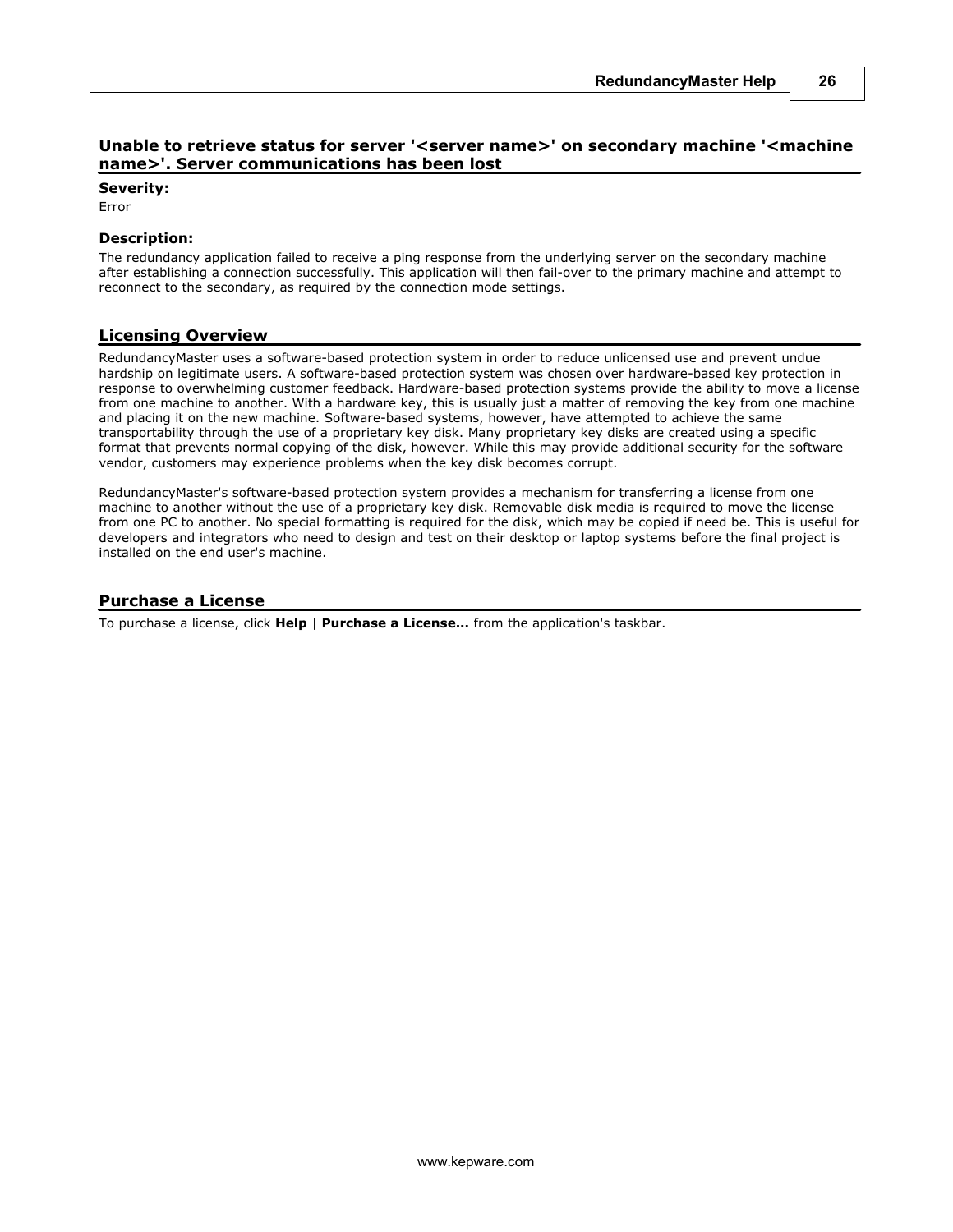### Unable to retrieve status for server '<server name>' on secondary machine '<machine name>'. Server communications has been lost

**Severity:**

Error

**Description:**

The redundancy application failed to receive a ping response from the underlying server on the secondary machine after establishing a connection successfully. This application will then fail-over to the primary machine and attempt to reconnect to the secondary, as required by the connection mode settings.

## Licensing Overview

RedundancyMaster uses a software-based protection system in order to reduce unlicensed use and prevent undue hardship on legitimate users. A software-based protection system was chosen over hardware-based key protection in response to overwhelming customer feedback. Hardware-based protection systems provide the ability to move a license from one machine to another. With a hardware key, this is usually just a matter of removing the key from one machine and placing it on the new machine. Software-based systems, however, have attempted to achieve the same transportability through the use of a proprietary key disk. Many proprietary key disks are created using a specific format that prevents normal copying of the disk, however. While this may provide additional security for the software vendor, customers may experience problems when the key disk becomes corrupt.

RedundancyMaster's software-based protection system provides a mechanism for transferring a license from one machine to another without the use of a proprietary key disk. Removable disk media is required to move the license from one PC to another. No special formatting is required for the disk, which may be copied if need be. This is useful for developers and integrators who need to design and test on their desktop or laptop systems before the final project is installed on the end user's machine.

## Purchase a License

To purchase a license, click **Help** | **Purchase a License...** from the application's taskbar.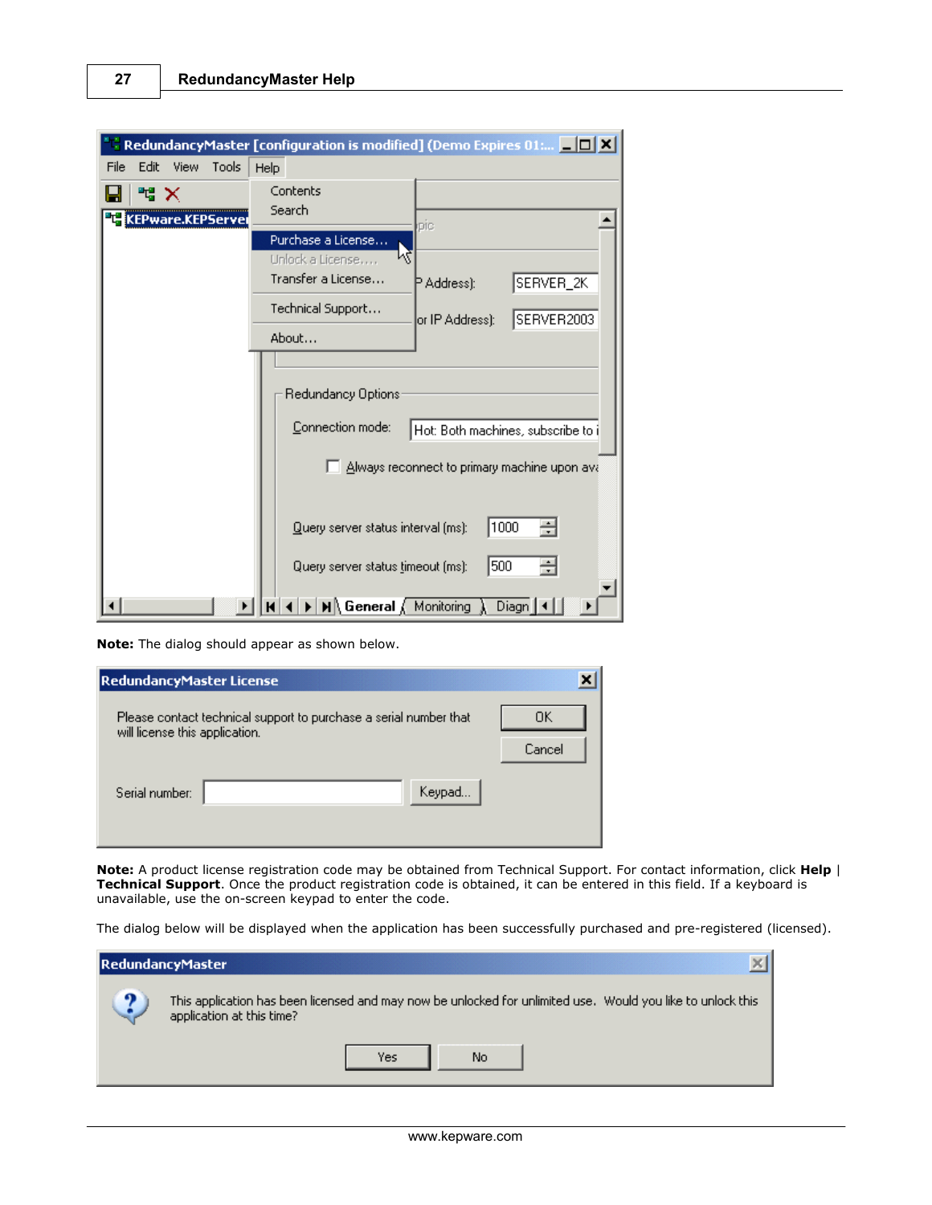**Note:** The dialog should appear as shown below.

**Note:** A product license registration code may be obtained from Technical Support. For contact information, click **Help** | **Technical Support**. Once the product registration code is obtained, it can be entered in this field. If a keyboard is unavailable, use the on-screen keypad to enter the code.

The dialog below will be displayed when the application has been successfully purchased and pre-registered (licensed).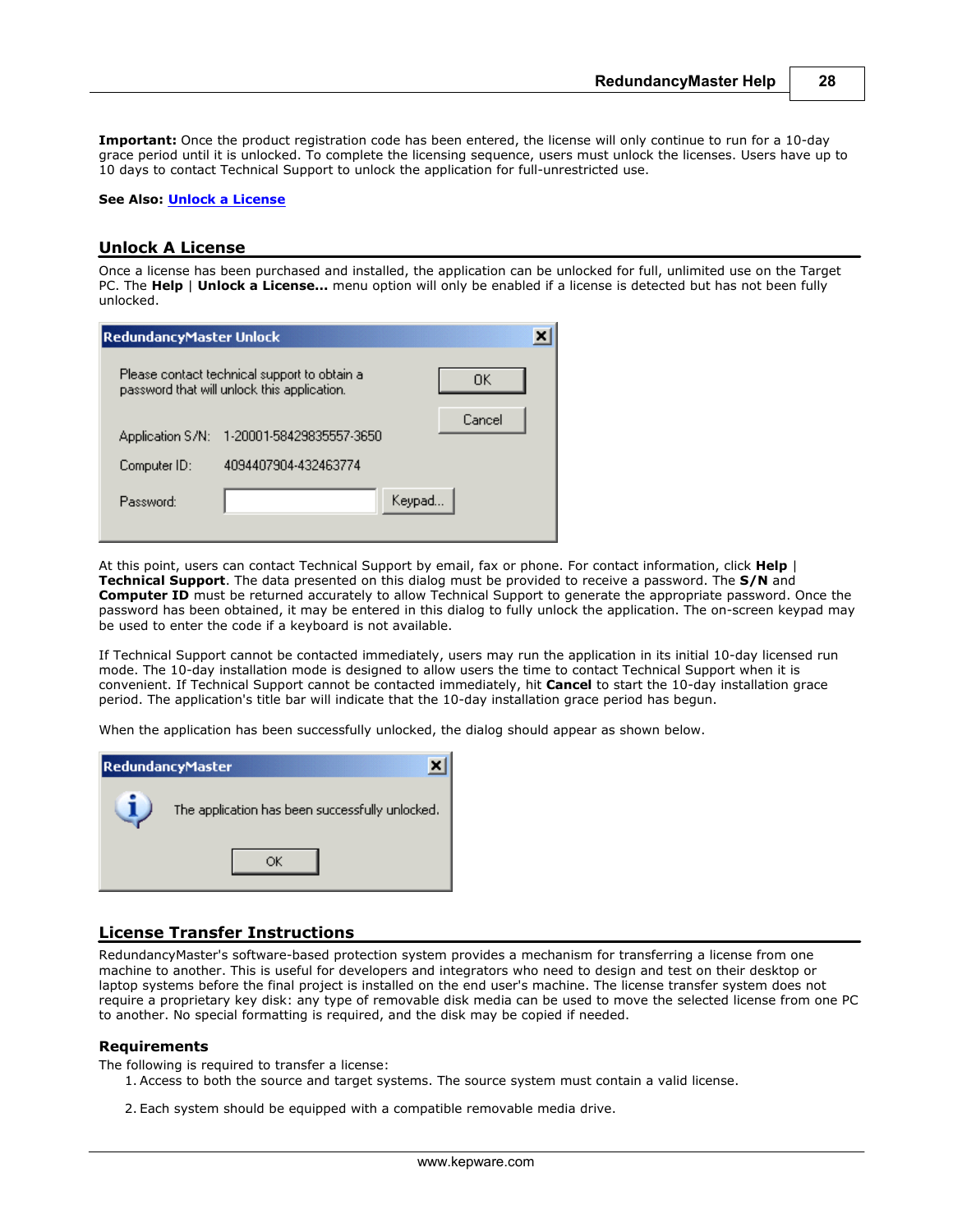**Important:** Once the product registration code has been entered, the license will only continue to run for a 10-day grace period until it is unlocked. To complete the licensing sequence, users must unlock the licenses. Users have up to 10 days to contact Technical Support to unlock the application for full-unrestricted use.

**See Also:** Unlock a License

## Unlock A License

Once a license has been purchased and installed, the application can be unlocked for full, unlimited use on the Target PC. The **Help** | **Unlock a License...** menu option will only be enabled if a license is detected but has not been fully unlocked.

At this point, users can contact Technical Support by email, fax or phone. For contact information, click **Help** | **Technical Support**. The data presented on this dialog must be provided to receive a password. The **S/N** and **Computer ID** must be returned accurately to allow Technical Support to generate the appropriate password. Once the password has been obtained, it may be entered in this dialog to fully unlock the application. The on-screen keypad may be used to enter the code if a keyboard is not available.

If Technical Support cannot be contacted immediately, users may run the application in its initial 10-day licensed run mode. The 10-day installation mode is designed to allow users the time to contact Technical Support when it is convenient. If Technical Support cannot be contacted immediately, hit **Cancel** to start the 10-day installation grace period. The application's title bar will indicate that the 10-day installation grace period has begun.

When the application has been successfully unlocked, the dialog should appear as shown below.

## License Transfer Instructions

RedundancyMaster's software-based protection system provides a mechanism for transferring a license from one machine to another. This is useful for developers and integrators who need to design and test on their desktop or laptop systems before the final project is installed on the end user's machine. The license transfer system does not require a proprietary key disk: any type of removable disk media can be used to move the selected license from one PC to another. No special formatting is required, and the disk may be copied if needed.

### Requirements

The following is required to transfer a license:

1. Access to both the source and target systems. The source system must contain a valid license.
2. Each system should be equipped with a compatible removable media drive.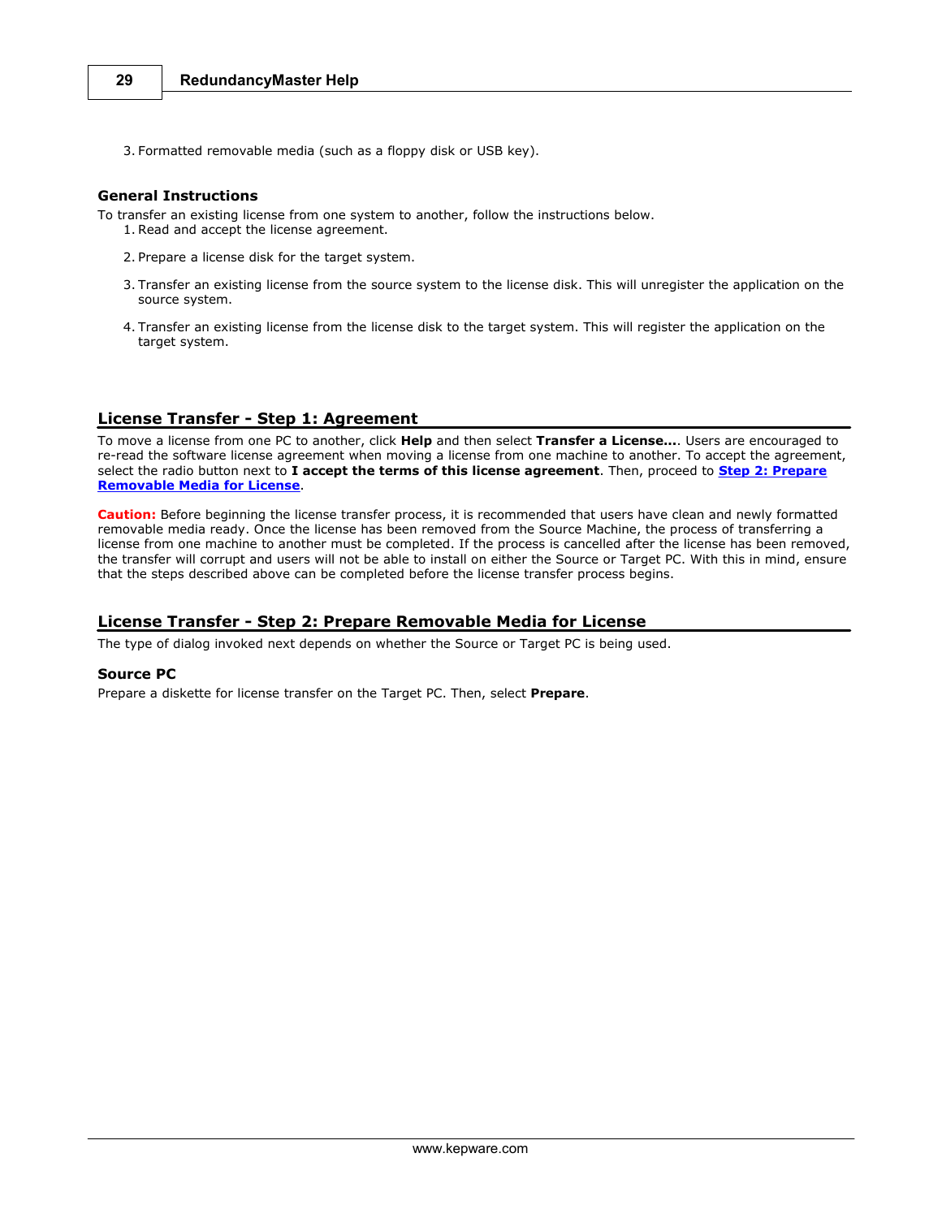3. Formatted removable media (such as a floppy disk or USB key).

### General Instructions

To transfer an existing license from one system to another, follow the instructions below.

1. Read and accept the license agreement.
2. Prepare a license disk for the target system.
3. Transfer an existing license from the source system to the license disk. This will unregister the application on the source system.
4. Transfer an existing license from the license disk to the target system. This will register the application on the target system.

## License Transfer - Step 1: Agreement

To move a license from one PC to another, click **Help** and then select **Transfer a License...**. Users are encouraged to re-read the software license agreement when moving a license from one machine to another. To accept the agreement, select the radio button next to **I accept the terms of this license agreement**. Then, proceed to **Step 2: Prepare Removable Media for License**.

**Caution:** Before beginning the license transfer process, it is recommended that users have clean and newly formatted removable media ready. Once the license has been removed from the Source Machine, the process of transferring a license from one machine to another must be completed. If the process is cancelled after the license has been removed, the transfer will corrupt and users will not be able to install on either the Source or Target PC. With this in mind, ensure that the steps described above can be completed before the license transfer process begins.

## License Transfer - Step 2: Prepare Removable Media for License

The type of dialog invoked next depends on whether the Source or Target PC is being used.

### Source PC

Prepare a diskette for license transfer on the Target PC. Then, select **Prepare**.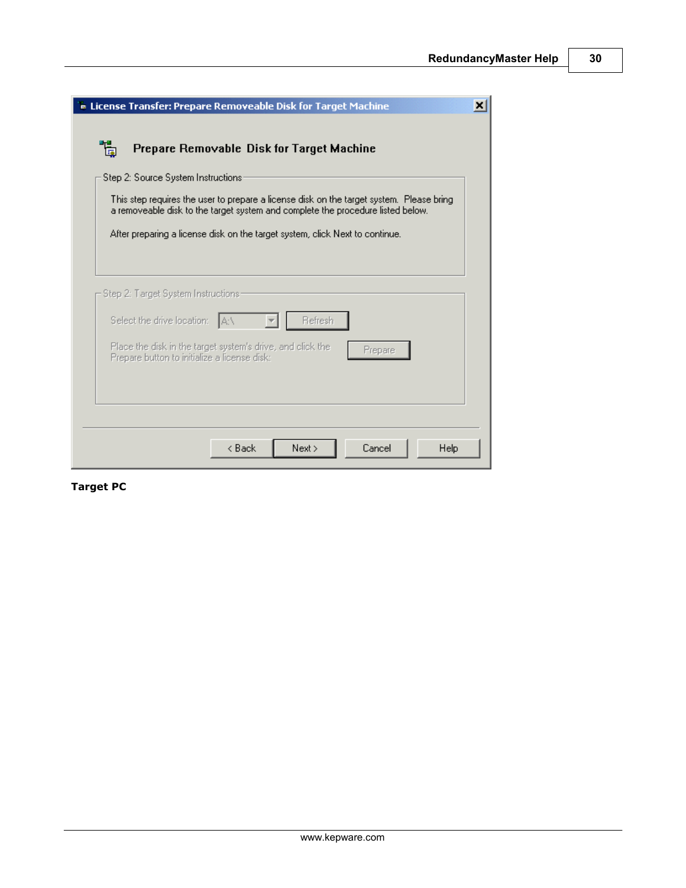License Transfer: Prepare Removeable Disk for Target Machine

**Prepare Removable Disk for Target Machine**

Step 2: Source System Instructions

This step requires the user to prepare a license disk on the target system. Please bring a removeable disk to the target system and complete the procedure listed below.

After preparing a license disk on the target system, click Next to continue.

Step 2: Target System Instructions

Select the drive location: A:\ Refresh

Place the disk in the target system's drive, and click the Prepare button to initialize a license disk: Prepare

< Back | Next > | Cancel | Help

**Target PC**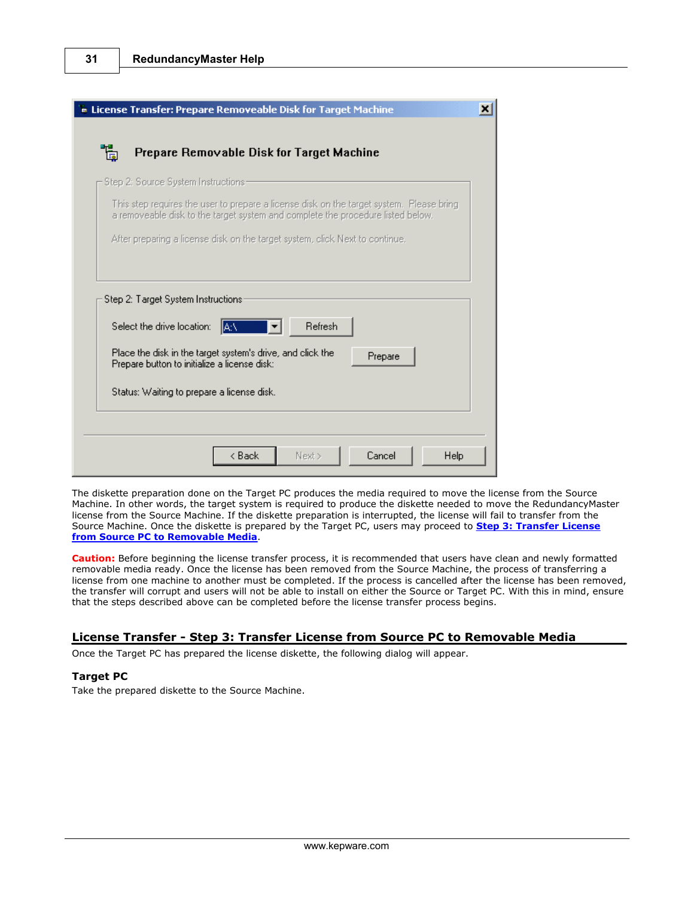The diskette preparation done on the Target PC produces the media required to move the license from the Source Machine. In other words, the target system is required to produce the diskette needed to move the RedundancyMaster license from the Source Machine. If the diskette preparation is interrupted, the license will fail to transfer from the Source Machine. Once the diskette is prepared by the Target PC, users may proceed to **Step 3: Transfer License from Source PC to Removable Media**.

**Caution:** Before beginning the license transfer process, it is recommended that users have clean and newly formatted removable media ready. Once the license has been removed from the Source Machine, the process of transferring a license from one machine to another must be completed. If the process is cancelled after the license has been removed, the transfer will corrupt and users will not be able to install on either the Source or Target PC. With this in mind, ensure that the steps described above can be completed before the license transfer process begins.

## License Transfer - Step 3: Transfer License from Source PC to Removable Media

Once the Target PC has prepared the license diskette, the following dialog will appear.

### Target PC

Take the prepared diskette to the Source Machine.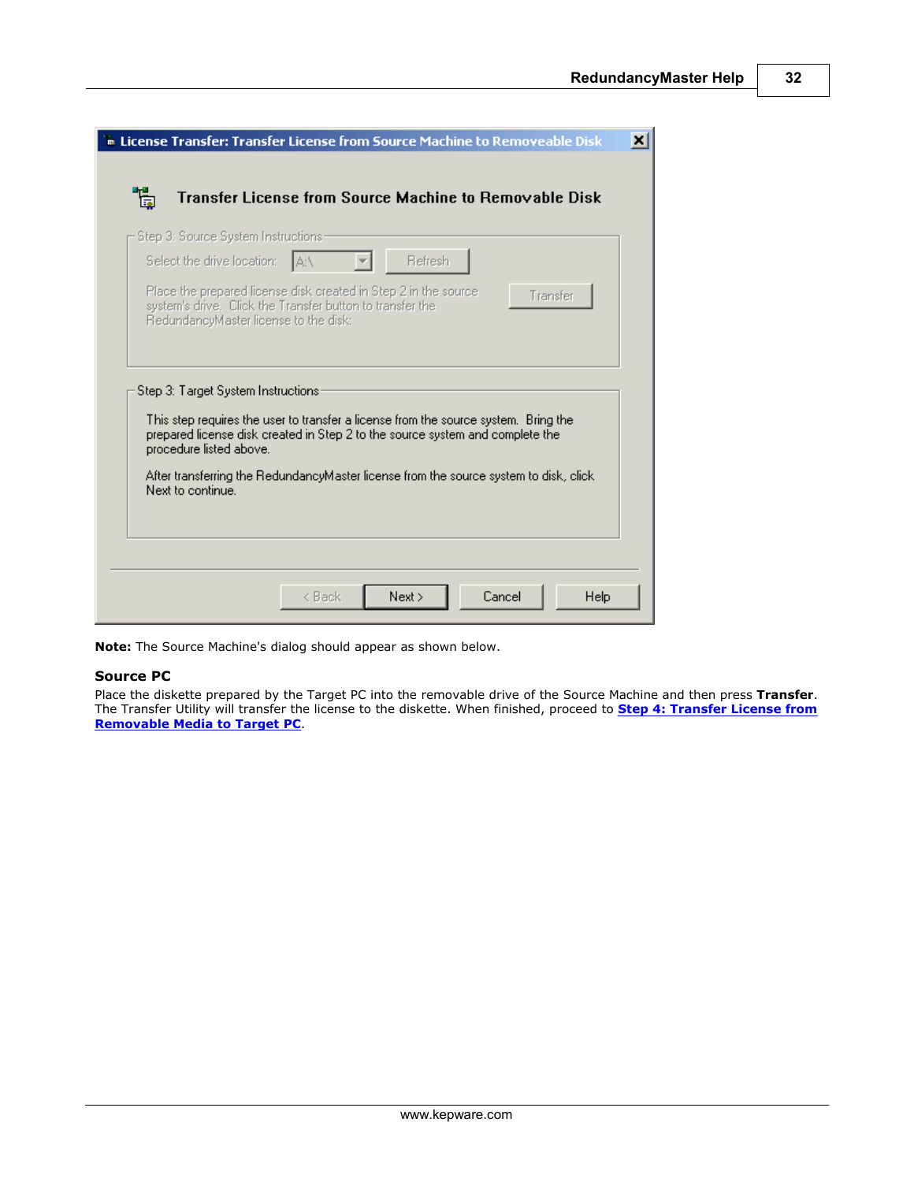**Note:** The Source Machine's dialog should appear as shown below.

### Source PC

Place the diskette prepared by the Target PC into the removable drive of the Source Machine and then press **Transfer**. The Transfer Utility will transfer the license to the diskette. When finished, proceed to **Step 4: Transfer License from Removable Media to Target PC**.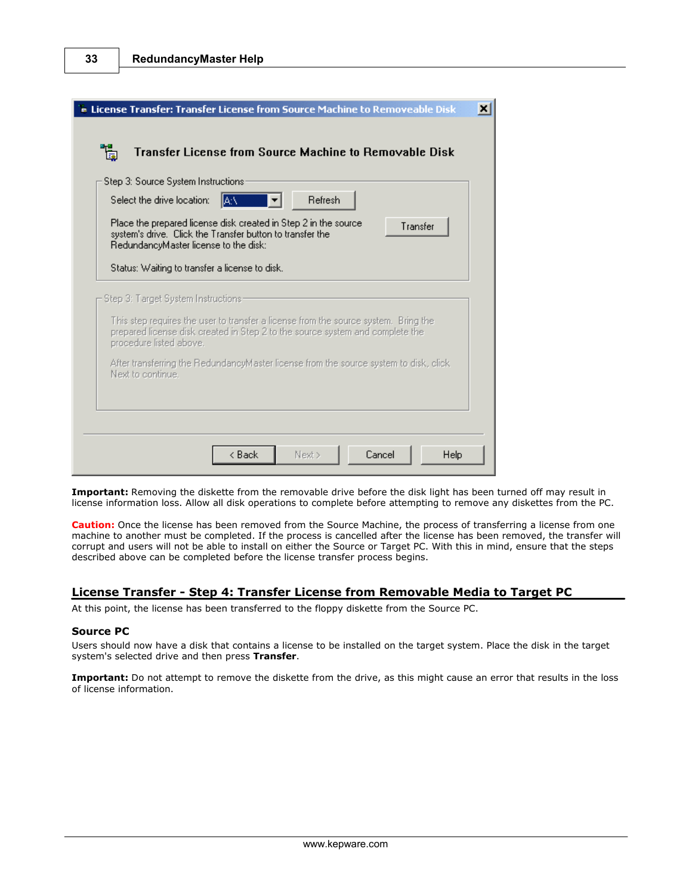**Important:** Removing the diskette from the removable drive before the disk light has been turned off may result in license information loss. Allow all disk operations to complete before attempting to remove any diskettes from the PC.

**Caution:** Once the license has been removed from the Source Machine, the process of transferring a license from one machine to another must be completed. If the process is cancelled after the license has been removed, the transfer will corrupt and users will not be able to install on either the Source or Target PC. With this in mind, ensure that the steps described above can be completed before the license transfer process begins.

## License Transfer - Step 4: Transfer License from Removable Media to Target PC

At this point, the license has been transferred to the floppy diskette from the Source PC.

### Source PC

Users should now have a disk that contains a license to be installed on the target system. Place the disk in the target system's selected drive and then press **Transfer**.

**Important:** Do not attempt to remove the diskette from the drive, as this might cause an error that results in the loss of license information.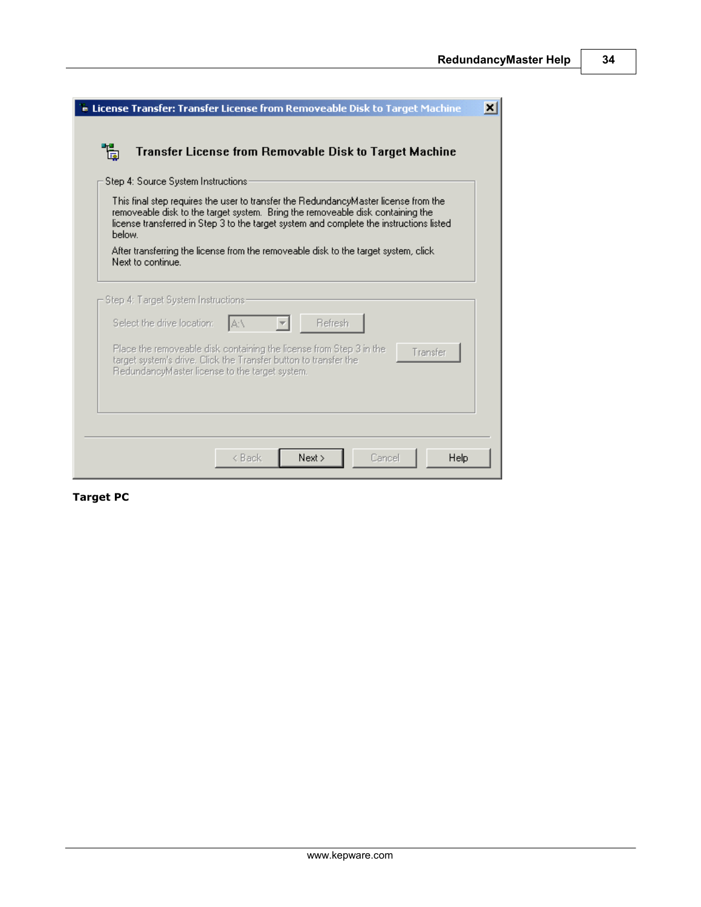**License Transfer: Transfer License from Removeable Disk to Target Machine**

**Transfer License from Removable Disk to Target Machine**

Step 4: Source System Instructions

This final step requires the user to transfer the RedundancyMaster license from the removeable disk to the target system. Bring the removeable disk containing the license transferred in Step 3 to the target system and complete the instructions listed below.

After transferring the license from the removeable disk to the target system, click Next to continue.

Step 4: Target System Instructions

Select the drive location: A:\ Refresh

Place the removeable disk containing the license from Step 3 in the target system's drive. Click the Transfer button to transfer the RedundancyMaster license to the target system. Transfer

< Back | Next > | Cancel | Help

**Target PC**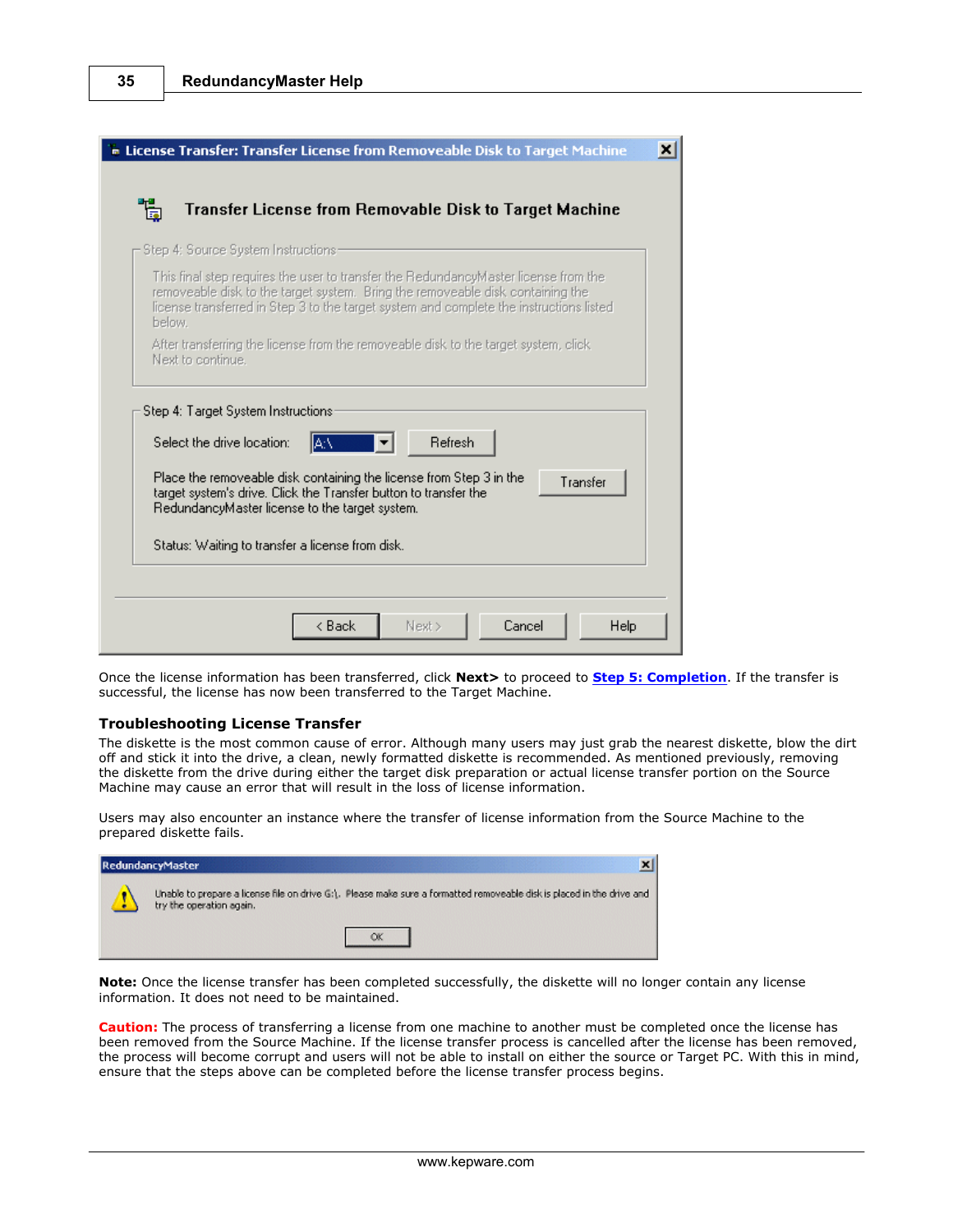Once the license information has been transferred, click **Next>** to proceed to **Step 5: Completion**. If the transfer is successful, the license has now been transferred to the Target Machine.

### Troubleshooting License Transfer

The diskette is the most common cause of error. Although many users may just grab the nearest diskette, blow the dirt off and stick it into the drive, a clean, newly formatted diskette is recommended. As mentioned previously, removing the diskette from the drive during either the target disk preparation or actual license transfer portion on the Source Machine may cause an error that will result in the loss of license information.

Users may also encounter an instance where the transfer of license information from the Source Machine to the prepared diskette fails.

**Note:** Once the license transfer has been completed successfully, the diskette will no longer contain any license information. It does not need to be maintained.

**Caution:** The process of transferring a license from one machine to another must be completed once the license has been removed from the Source Machine. If the license transfer process is cancelled after the license has been removed, the process will become corrupt and users will not be able to install on either the source or Target PC. With this in mind, ensure that the steps above can be completed before the license transfer process begins.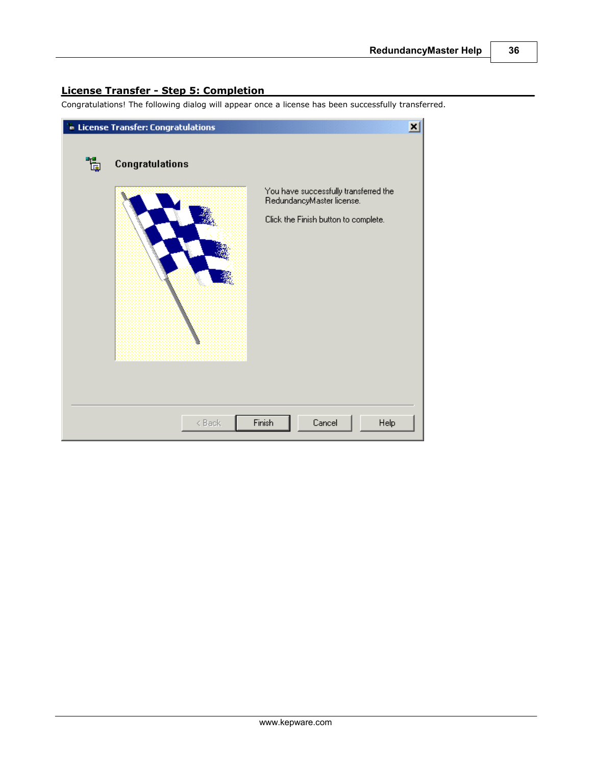## License Transfer - Step 5: Completion

Congratulations! The following dialog will appear once a license has been successfully transferred.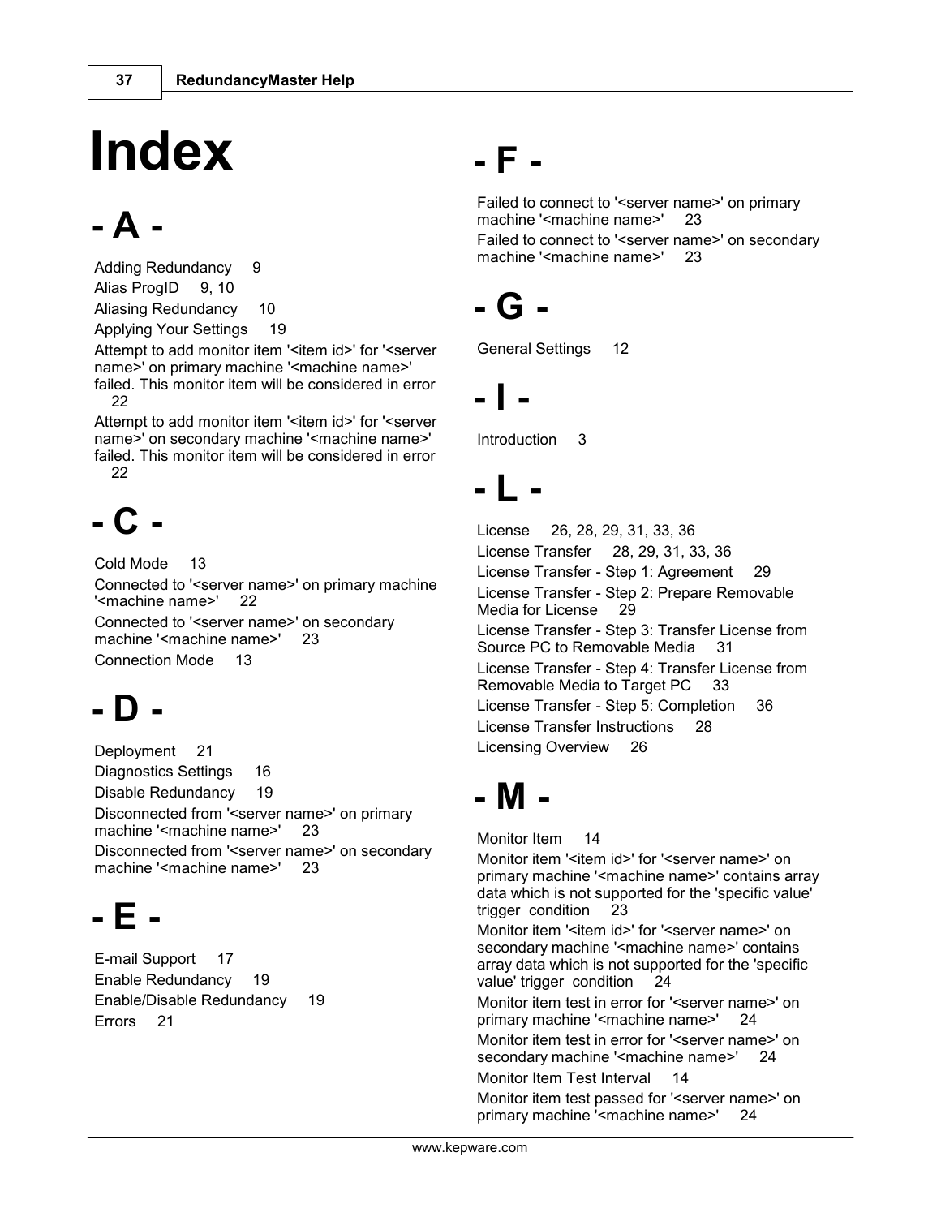# Index

## - A -

Adding Redundancy 9

Alias ProgID 9, 10

Aliasing Redundancy 10

Applying Your Settings 19

Attempt to add monitor item '<item id>' for '<server name>' on primary machine '<machine name>' failed. This monitor item will be considered in error 22

Attempt to add monitor item '<item id>' for '<server name>' on secondary machine '<machine name>' failed. This monitor item will be considered in error 22

## - C -

Cold Mode 13

Connected to '<server name>' on primary machine '<machine name>' 22

Connected to '<server name>' on secondary machine '<machine name>' 23

Connection Mode 13

## - D -

Deployment 21

Diagnostics Settings 16

Disable Redundancy 19

Disconnected from '<server name>' on primary machine '<machine name>' 23

Disconnected from '<server name>' on secondary machine '<machine name>' 23

## - E -

E-mail Support 17

Enable Redundancy 19

Enable/Disable Redundancy 19

Errors 21

## - F -

Failed to connect to '<server name>' on primary machine '<machine name>' 23

Failed to connect to '<server name>' on secondary machine '<machine name>' 23

## - G -

General Settings 12

## - I -

Introduction 3

## - L -

License 26, 28, 29, 31, 33, 36

License Transfer 28, 29, 31, 33, 36

License Transfer - Step 1: Agreement 29

License Transfer - Step 2: Prepare Removable Media for License 29

License Transfer - Step 3: Transfer License from Source PC to Removable Media 31

License Transfer - Step 4: Transfer License from Removable Media to Target PC 33

License Transfer - Step 5: Completion 36

License Transfer Instructions 28

Licensing Overview 26

## - M -

Monitor Item 14

Monitor item '<item id>' for '<server name>' on primary machine '<machine name>' contains array data which is not supported for the 'specific value' trigger condition 23

Monitor item '<item id>' for '<server name>' on secondary machine '<machine name>' contains array data which is not supported for the 'specific value' trigger condition 24

Monitor item test in error for '<server name>' on primary machine '<machine name>' 24

Monitor item test in error for '<server name>' on secondary machine '<machine name>' 24

Monitor Item Test Interval 14

Monitor item test passed for '<server name>' on primary machine '<machine name>' 24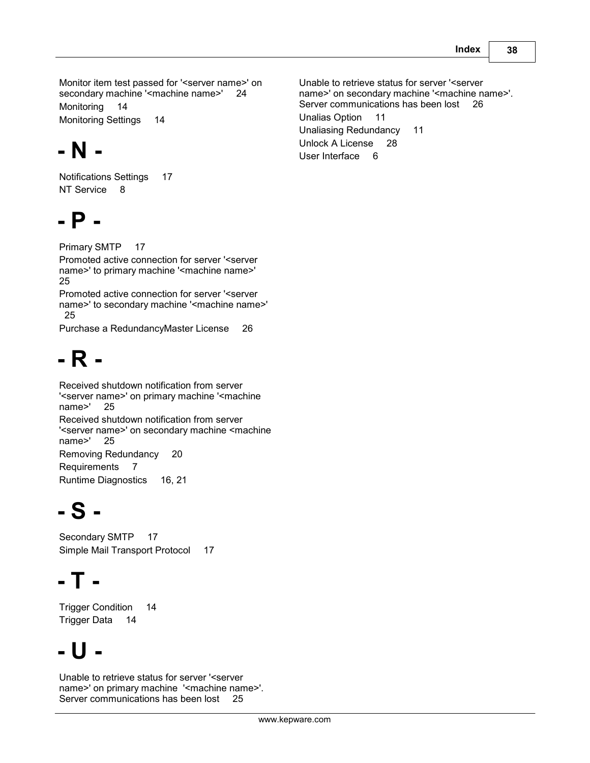Monitor item test passed for '<server name>' on secondary machine '<machine name>' 24

Monitoring 14

Monitoring Settings 14

# - N -

Notifications Settings 17

NT Service 8

# - P -

Primary SMTP 17

Promoted active connection for server '<server name>' to primary machine '<machine name>' 25

Promoted active connection for server '<server name>' to secondary machine '<machine name>' 25

Purchase a RedundancyMaster License 26

# - R -

Received shutdown notification from server '<server name>' on primary machine '<machine name>' 25

Received shutdown notification from server '<server name>' on secondary machine <machine name>' 25

Removing Redundancy 20

Requirements 7

Runtime Diagnostics 16, 21

# - S -

Secondary SMTP 17

Simple Mail Transport Protocol 17

# - T -

Trigger Condition 14

Trigger Data 14

# - U -

Unable to retrieve status for server '<server name>' on primary machine '<machine name>'. Server communications has been lost 25

Unable to retrieve status for server '<server name>' on secondary machine '<machine name>'. Server communications has been lost 26

Unalias Option 11

Unaliasing Redundancy 11

Unlock A License 28

User Interface 6